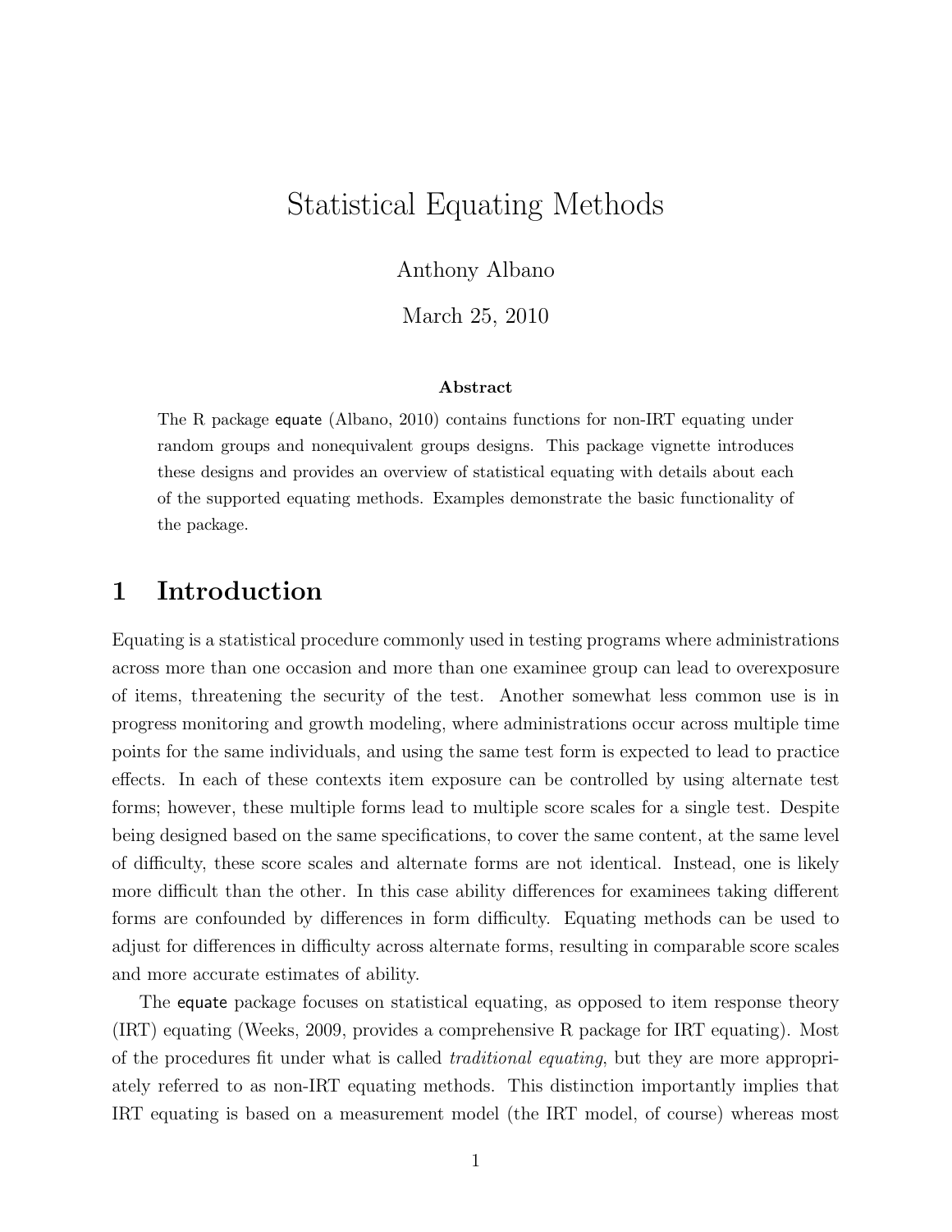# Statistical Equating Methods

Anthony Albano

March 25, 2010

**Abstract**

The R package `equate` (Albano, 2010) contains functions for non-IRT equating under random groups and nonequivalent groups designs. This package vignette introduces these designs and provides an overview of statistical equating with details about each of the supported equating methods. Examples demonstrate the basic functionality of the package.

## 1 Introduction

Equating is a statistical procedure commonly used in testing programs where administrations across more than one occasion and more than one examinee group can lead to overexposure of items, threatening the security of the test. Another somewhat less common use is in progress monitoring and growth modeling, where administrations occur across multiple time points for the same individuals, and using the same test form is expected to lead to practice effects. In each of these contexts item exposure can be controlled by using alternate test forms; however, these multiple forms lead to multiple score scales for a single test. Despite being designed based on the same specifications, to cover the same content, at the same level of difficulty, these score scales and alternate forms are not identical. Instead, one is likely more difficult than the other. In this case ability differences for examinees taking different forms are confounded by differences in form difficulty. Equating methods can be used to adjust for differences in difficulty across alternate forms, resulting in comparable score scales and more accurate estimates of ability.

The `equate` package focuses on statistical equating, as opposed to item response theory (IRT) equating (Weeks, 2009, provides a comprehensive R package for IRT equating). Most of the procedures fit under what is called *traditional equating*, but they are more appropriately referred to as non-IRT equating methods. This distinction importantly implies that IRT equating is based on a measurement model (the IRT model, of course) whereas most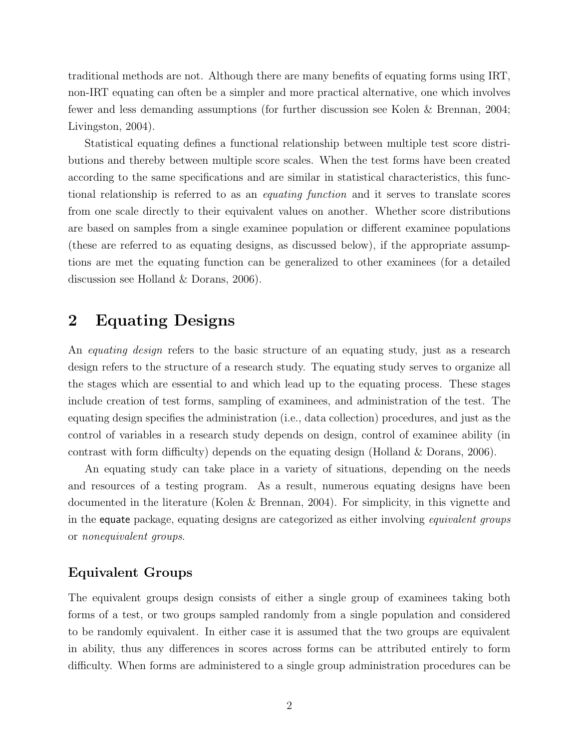traditional methods are not. Although there are many benefits of equating forms using IRT, non-IRT equating can often be a simpler and more practical alternative, one which involves fewer and less demanding assumptions (for further discussion see Kolen & Brennan, 2004; Livingston, 2004).

Statistical equating defines a functional relationship between multiple test score distributions and thereby between multiple score scales. When the test forms have been created according to the same specifications and are similar in statistical characteristics, this functional relationship is referred to as an *equating function* and it serves to translate scores from one scale directly to their equivalent values on another. Whether score distributions are based on samples from a single examinee population or different examinee populations (these are referred to as equating designs, as discussed below), if the appropriate assumptions are met the equating function can be generalized to other examinees (for a detailed discussion see Holland & Dorans, 2006).

## 2 Equating Designs

An *equating design* refers to the basic structure of an equating study, just as a research design refers to the structure of a research study. The equating study serves to organize all the stages which are essential to and which lead up to the equating process. These stages include creation of test forms, sampling of examinees, and administration of the test. The equating design specifies the administration (i.e., data collection) procedures, and just as the control of variables in a research study depends on design, control of examinee ability (in contrast with form difficulty) depends on the equating design (Holland & Dorans, 2006).

An equating study can take place in a variety of situations, depending on the needs and resources of a testing program. As a result, numerous equating designs have been documented in the literature (Kolen & Brennan, 2004). For simplicity, in this vignette and in the equate package, equating designs are categorized as either involving *equivalent groups* or *nonequivalent groups*.

### Equivalent Groups

The equivalent groups design consists of either a single group of examinees taking both forms of a test, or two groups sampled randomly from a single population and considered to be randomly equivalent. In either case it is assumed that the two groups are equivalent in ability, thus any differences in scores across forms can be attributed entirely to form difficulty. When forms are administered to a single group administration procedures can be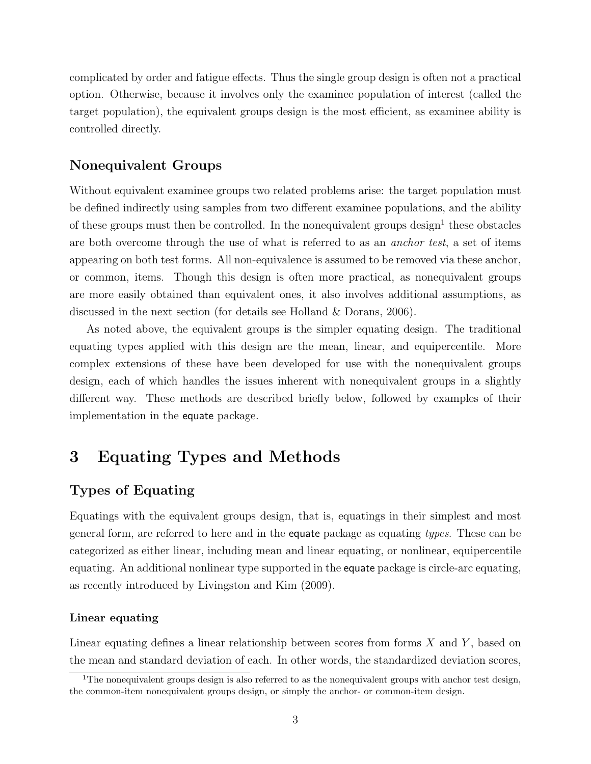complicated by order and fatigue effects. Thus the single group design is often not a practical option. Otherwise, because it involves only the examinee population of interest (called the target population), the equivalent groups design is the most efficient, as examinee ability is controlled directly.

### Nonequivalent Groups

Without equivalent examinee groups two related problems arise: the target population must be defined indirectly using samples from two different examinee populations, and the ability of these groups must then be controlled. In the nonequivalent groups design[1] these obstacles are both overcome through the use of what is referred to as an *anchor test*, a set of items appearing on both test forms. All non-equivalence is assumed to be removed via these anchor, or common, items. Though this design is often more practical, as nonequivalent groups are more easily obtained than equivalent ones, it also involves additional assumptions, as discussed in the next section (for details see Holland & Dorans, 2006).

As noted above, the equivalent groups is the simpler equating design. The traditional equating types applied with this design are the mean, linear, and equipercentile. More complex extensions of these have been developed for use with the nonequivalent groups design, each of which handles the issues inherent with nonequivalent groups in a slightly different way. These methods are described briefly below, followed by examples of their implementation in the `equate` package.

## 3 Equating Types and Methods

### Types of Equating

Equatings with the equivalent groups design, that is, equatings in their simplest and most general form, are referred to here and in the `equate` package as equating *types*. These can be categorized as either linear, including mean and linear equating, or nonlinear, equipercentile equating. An additional nonlinear type supported in the `equate` package is circle-arc equating, as recently introduced by Livingston and Kim (2009).

#### Linear equating

Linear equating defines a linear relationship between scores from forms $X$ and $Y$, based on the mean and standard deviation of each. In other words, the standardized deviation scores,

[1]The nonequivalent groups design is also referred to as the nonequivalent groups with anchor test design, the common-item nonequivalent groups design, or simply the anchor- or common-item design.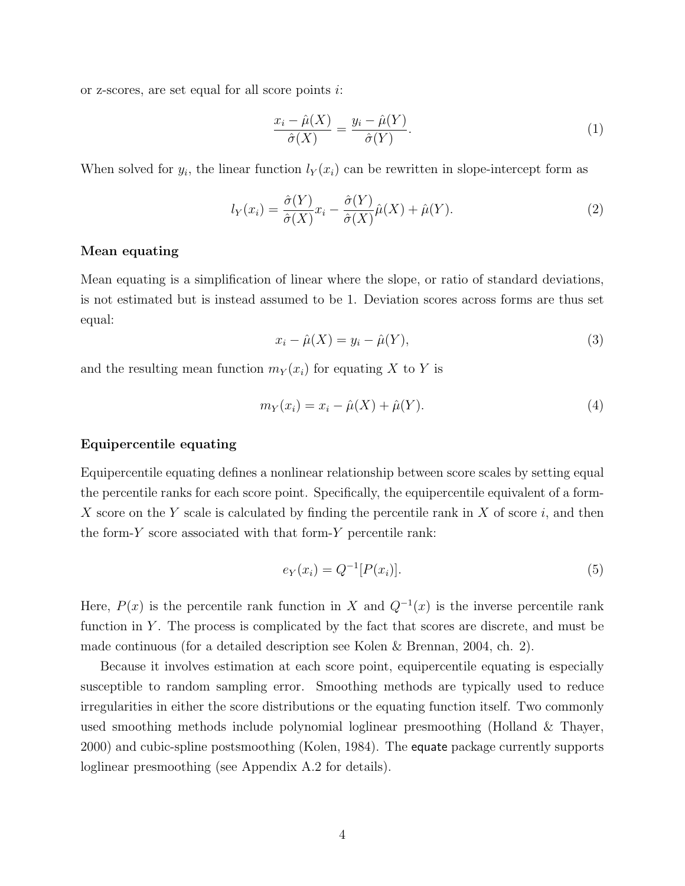or z-scores, are set equal for all score points $i$:

$$\frac{x_i - \hat{\mu}(X)}{\hat{\sigma}(X)} = \frac{y_i - \hat{\mu}(Y)}{\hat{\sigma}(Y)}. \tag{1}$$

When solved for $y_i$, the linear function $l_Y(x_i)$ can be rewritten in slope-intercept form as

$$l_Y(x_i) = \frac{\hat{\sigma}(Y)}{\hat{\sigma}(X)} x_i - \frac{\hat{\sigma}(Y)}{\hat{\sigma}(X)} \hat{\mu}(X) + \hat{\mu}(Y). \tag{2}$$

### Mean equating

Mean equating is a simplification of linear where the slope, or ratio of standard deviations, is not estimated but is instead assumed to be 1. Deviation scores across forms are thus set equal:

$$x_i - \hat{\mu}(X) = y_i - \hat{\mu}(Y), \tag{3}$$

and the resulting mean function $m_Y(x_i)$ for equating $X$ to $Y$ is

$$m_Y(x_i) = x_i - \hat{\mu}(X) + \hat{\mu}(Y). \tag{4}$$

### Equipercentile equating

Equipercentile equating defines a nonlinear relationship between score scales by setting equal the percentile ranks for each score point. Specifically, the equipercentile equivalent of a form-$X$ score on the $Y$ scale is calculated by finding the percentile rank in $X$ of score $i$, and then the form-$Y$ score associated with that form-$Y$ percentile rank:

$$e_Y(x_i) = Q^{-1}[P(x_i)]. \tag{5}$$

Here, $P(x)$ is the percentile rank function in $X$ and $Q^{-1}(x)$ is the inverse percentile rank function in $Y$. The process is complicated by the fact that scores are discrete, and must be made continuous (for a detailed description see Kolen & Brennan, 2004, ch. 2).

Because it involves estimation at each score point, equipercentile equating is especially susceptible to random sampling error. Smoothing methods are typically used to reduce irregularities in either the score distributions or the equating function itself. Two commonly used smoothing methods include polynomial loglinear presmoothing (Holland & Thayer, 2000) and cubic-spline postsmoothing (Kolen, 1984). The equate package currently supports loglinear presmoothing (see Appendix A.2 for details).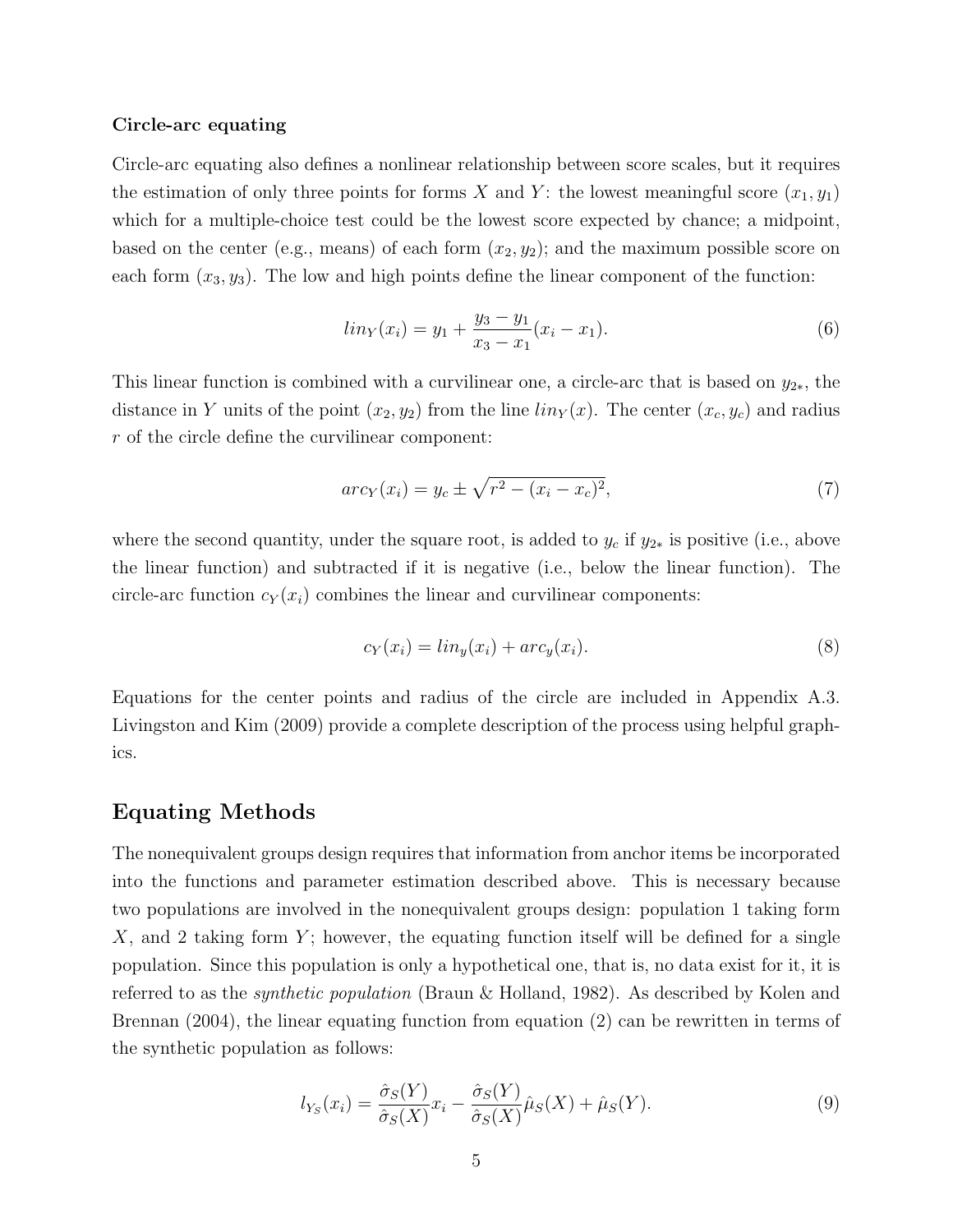### Circle-arc equating

Circle-arc equating also defines a nonlinear relationship between score scales, but it requires the estimation of only three points for forms $X$ and $Y$: the lowest meaningful score $(x_1, y_1)$ which for a multiple-choice test could be the lowest score expected by chance; a midpoint, based on the center (e.g., means) of each form $(x_2, y_2)$; and the maximum possible score on each form $(x_3, y_3)$. The low and high points define the linear component of the function:

$$lin_Y(x_i) = y_1 + \frac{y_3 - y_1}{x_3 - x_1}(x_i - x_1). \tag{6}$$

This linear function is combined with a curvilinear one, a circle-arc that is based on $y_{2*}$, the distance in $Y$ units of the point $(x_2, y_2)$ from the line $lin_Y(x)$. The center $(x_c, y_c)$ and radius $r$ of the circle define the curvilinear component:

$$arc_Y(x_i) = y_c \pm \sqrt{r^2 - (x_i - x_c)^2}, \tag{7}$$

where the second quantity, under the square root, is added to $y_c$ if $y_{2*}$ is positive (i.e., above the linear function) and subtracted if it is negative (i.e., below the linear function). The circle-arc function $c_Y(x_i)$ combines the linear and curvilinear components:

$$c_Y(x_i) = lin_y(x_i) + arc_y(x_i). \tag{8}$$

Equations for the center points and radius of the circle are included in Appendix A.3. Livingston and Kim (2009) provide a complete description of the process using helpful graphics.

## Equating Methods

The nonequivalent groups design requires that information from anchor items be incorporated into the functions and parameter estimation described above. This is necessary because two populations are involved in the nonequivalent groups design: population 1 taking form $X$, and 2 taking form $Y$; however, the equating function itself will be defined for a single population. Since this population is only a hypothetical one, that is, no data exist for it, it is referred to as the *synthetic population* (Braun & Holland, 1982). As described by Kolen and Brennan (2004), the linear equating function from equation (2) can be rewritten in terms of the synthetic population as follows:

$$l_{Y_S}(x_i) = \frac{\hat{\sigma}_S(Y)}{\hat{\sigma}_S(X)}x_i - \frac{\hat{\sigma}_S(Y)}{\hat{\sigma}_S(X)}\hat{\mu}_S(X) + \hat{\mu}_S(Y). \tag{9}$$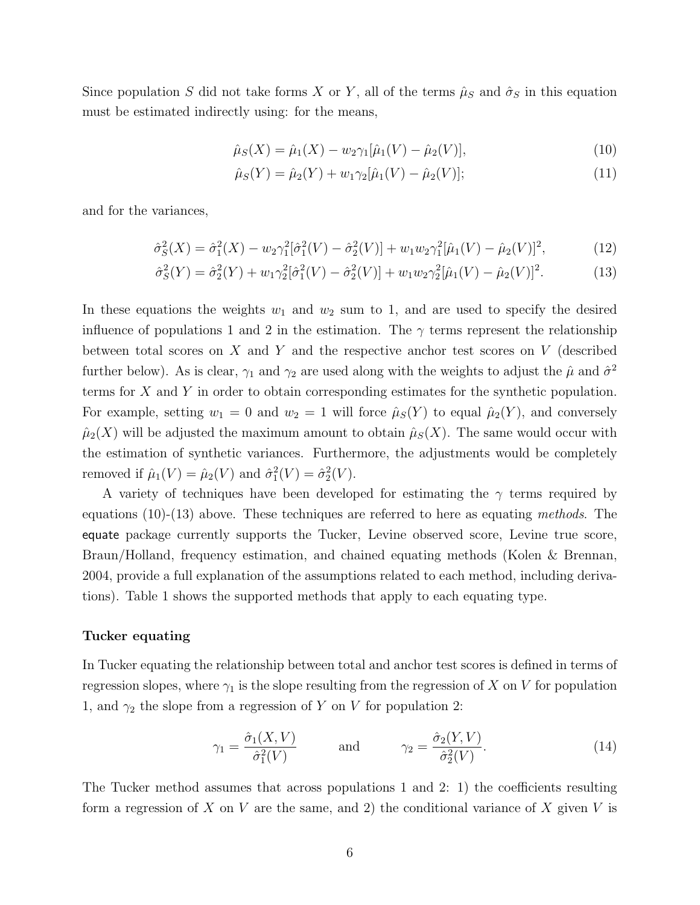Since population $S$ did not take forms $X$ or $Y$, all of the terms $\hat{\mu}_S$ and $\hat{\sigma}_S$ in this equation must be estimated indirectly using: for the means,

$$\hat{\mu}_S(X) = \hat{\mu}_1(X) - w_2\gamma_1[\hat{\mu}_1(V) - \hat{\mu}_2(V)], \tag{10}$$

$$\hat{\mu}_S(Y) = \hat{\mu}_2(Y) + w_1\gamma_2[\hat{\mu}_1(V) - \hat{\mu}_2(V)]; \tag{11}$$

and for the variances,

$$\hat{\sigma}^2_S(X) = \hat{\sigma}^2_1(X) - w_2\gamma_1^2[\hat{\sigma}^2_1(V) - \hat{\sigma}^2_2(V)] + w_1 w_2 \gamma_1^2[\hat{\mu}_1(V) - \hat{\mu}_2(V)]^2, \tag{12}$$

$$\hat{\sigma}^2_S(Y) = \hat{\sigma}^2_2(Y) + w_1\gamma_2^2[\hat{\sigma}^2_1(V) - \hat{\sigma}^2_2(V)] + w_1 w_2 \gamma_2^2[\hat{\mu}_1(V) - \hat{\mu}_2(V)]^2. \tag{13}$$

In these equations the weights $w_1$ and $w_2$ sum to 1, and are used to specify the desired influence of populations 1 and 2 in the estimation. The $\gamma$ terms represent the relationship between total scores on $X$ and $Y$ and the respective anchor test scores on $V$ (described further below). As is clear, $\gamma_1$ and $\gamma_2$ are used along with the weights to adjust the $\hat{\mu}$ and $\hat{\sigma}^2$ terms for $X$ and $Y$ in order to obtain corresponding estimates for the synthetic population. For example, setting $w_1 = 0$ and $w_2 = 1$ will force $\hat{\mu}_S(Y)$ to equal $\hat{\mu}_2(Y)$, and conversely $\hat{\mu}_2(X)$ will be adjusted the maximum amount to obtain $\hat{\mu}_S(X)$. The same would occur with the estimation of synthetic variances. Furthermore, the adjustments would be completely removed if $\hat{\mu}_1(V) = \hat{\mu}_2(V)$ and $\hat{\sigma}^2_1(V) = \hat{\sigma}^2_2(V)$.

A variety of techniques have been developed for estimating the $\gamma$ terms required by equations (10)-(13) above. These techniques are referred to here as equating *methods*. The equate package currently supports the Tucker, Levine observed score, Levine true score, Braun/Holland, frequency estimation, and chained equating methods (Kolen & Brennan, 2004, provide a full explanation of the assumptions related to each method, including derivations). Table 1 shows the supported methods that apply to each equating type.

### Tucker equating

In Tucker equating the relationship between total and anchor test scores is defined in terms of regression slopes, where $\gamma_1$ is the slope resulting from the regression of $X$ on $V$ for population 1, and $\gamma_2$ the slope from a regression of $Y$ on $V$ for population 2:

$$\gamma_1 = \frac{\hat{\sigma}_1(X,V)}{\hat{\sigma}^2_1(V)} \qquad \text{and} \qquad \gamma_2 = \frac{\hat{\sigma}_2(Y,V)}{\hat{\sigma}^2_2(V)}. \tag{14}$$

The Tucker method assumes that across populations 1 and 2: 1) the coefficients resulting form a regression of $X$ on $V$ are the same, and 2) the conditional variance of $X$ given $V$ is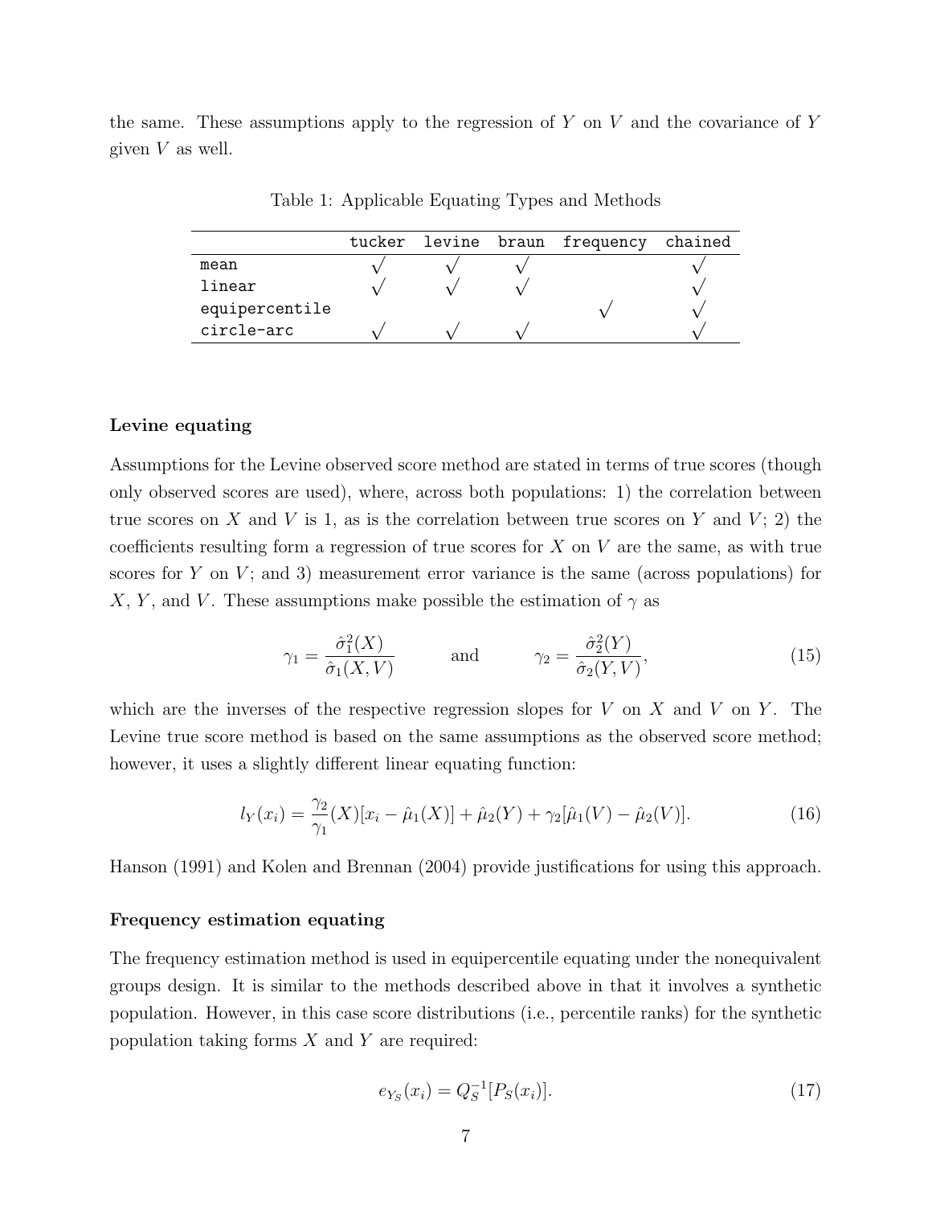the same. These assumptions apply to the regression of $Y$ on $V$ and the covariance of $Y$ given $V$ as well.

Table 1: Applicable Equating Types and Methods

| | tucker | levine | braun | frequency | chained |
|---|---|---|---|---|---|
| mean | √ | √ | √ | | √ |
| linear | √ | √ | √ | | √ |
| equipercentile | | | | √ | √ |
| circle-arc | √ | √ | √ | | √ |

#### Levine equating

Assumptions for the Levine observed score method are stated in terms of true scores (though only observed scores are used), where, across both populations: 1) the correlation between true scores on $X$ and $V$ is 1, as is the correlation between true scores on $Y$ and $V$; 2) the coefficients resulting form a regression of true scores for $X$ on $V$ are the same, as with true scores for $Y$ on $V$; and 3) measurement error variance is the same (across populations) for $X$, $Y$, and $V$. These assumptions make possible the estimation of $\gamma$ as

$$\gamma_1 = \frac{\hat{\sigma}_1^2(X)}{\hat{\sigma}_1(X, V)} \qquad \text{and} \qquad \gamma_2 = \frac{\hat{\sigma}_2^2(Y)}{\hat{\sigma}_2(Y, V)}, \tag{15}$$

which are the inverses of the respective regression slopes for $V$ on $X$ and $V$ on $Y$. The Levine true score method is based on the same assumptions as the observed score method; however, it uses a slightly different linear equating function:

$$l_Y(x_i) = \frac{\gamma_2}{\gamma_1}(X)[x_i - \hat{\mu}_1(X)] + \hat{\mu}_2(Y) + \gamma_2[\hat{\mu}_1(V) - \hat{\mu}_2(V)]. \tag{16}$$

Hanson (1991) and Kolen and Brennan (2004) provide justifications for using this approach.

#### Frequency estimation equating

The frequency estimation method is used in equipercentile equating under the nonequivalent groups design. It is similar to the methods described above in that it involves a synthetic population. However, in this case score distributions (i.e., percentile ranks) for the synthetic population taking forms $X$ and $Y$ are required:

$$e_{Y_S}(x_i) = Q_S^{-1}[P_S(x_i)]. \tag{17}$$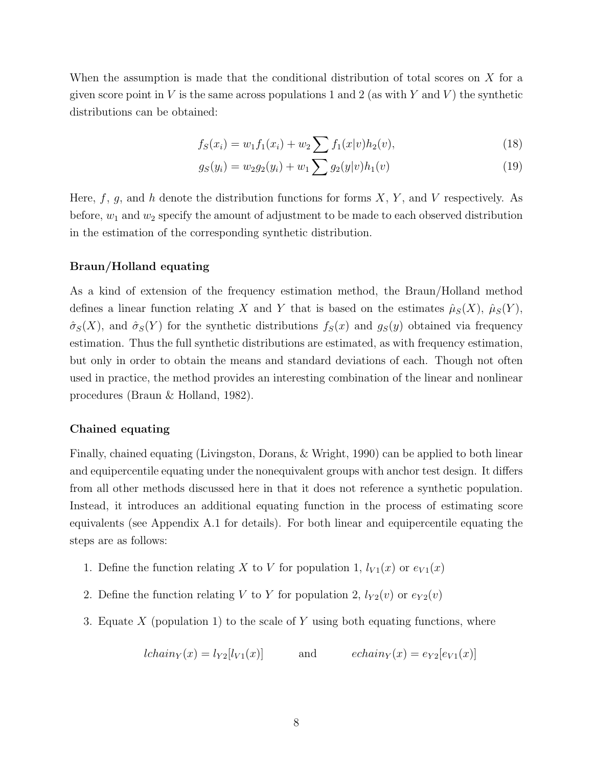When the assumption is made that the conditional distribution of total scores on $X$ for a given score point in $V$ is the same across populations 1 and 2 (as with $Y$ and $V$) the synthetic distributions can be obtained:

$$f_S(x_i) = w_1 f_1(x_i) + w_2 \sum f_1(x|v) h_2(v), \tag{18}$$

$$g_S(y_i) = w_2 g_2(y_i) + w_1 \sum g_2(y|v) h_1(v) \tag{19}$$

Here, $f$, $g$, and $h$ denote the distribution functions for forms $X$, $Y$, and $V$ respectively. As before, $w_1$ and $w_2$ specify the amount of adjustment to be made to each observed distribution in the estimation of the corresponding synthetic distribution.

**Braun/Holland equating**

As a kind of extension of the frequency estimation method, the Braun/Holland method defines a linear function relating $X$ and $Y$ that is based on the estimates $\hat{\mu}_S(X)$, $\hat{\mu}_S(Y)$, $\hat{\sigma}_S(X)$, and $\hat{\sigma}_S(Y)$ for the synthetic distributions $f_S(x)$ and $g_S(y)$ obtained via frequency estimation. Thus the full synthetic distributions are estimated, as with frequency estimation, but only in order to obtain the means and standard deviations of each. Though not often used in practice, the method provides an interesting combination of the linear and nonlinear procedures (Braun & Holland, 1982).

**Chained equating**

Finally, chained equating (Livingston, Dorans, & Wright, 1990) can be applied to both linear and equipercentile equating under the nonequivalent groups with anchor test design. It differs from all other methods discussed here in that it does not reference a synthetic population. Instead, it introduces an additional equating function in the process of estimating score equivalents (see Appendix A.1 for details). For both linear and equipercentile equating the steps are as follows:

1. Define the function relating $X$ to $V$ for population 1, $l_{V1}(x)$ or $e_{V1}(x)$
2. Define the function relating $V$ to $Y$ for population 2, $l_{Y2}(v)$ or $e_{Y2}(v)$
3. Equate $X$ (population 1) to the scale of $Y$ using both equating functions, where

$$lchain_Y(x) = l_{Y2}[l_{V1}(x)] \qquad \text{and} \qquad echain_Y(x) = e_{Y2}[e_{V1}(x)]$$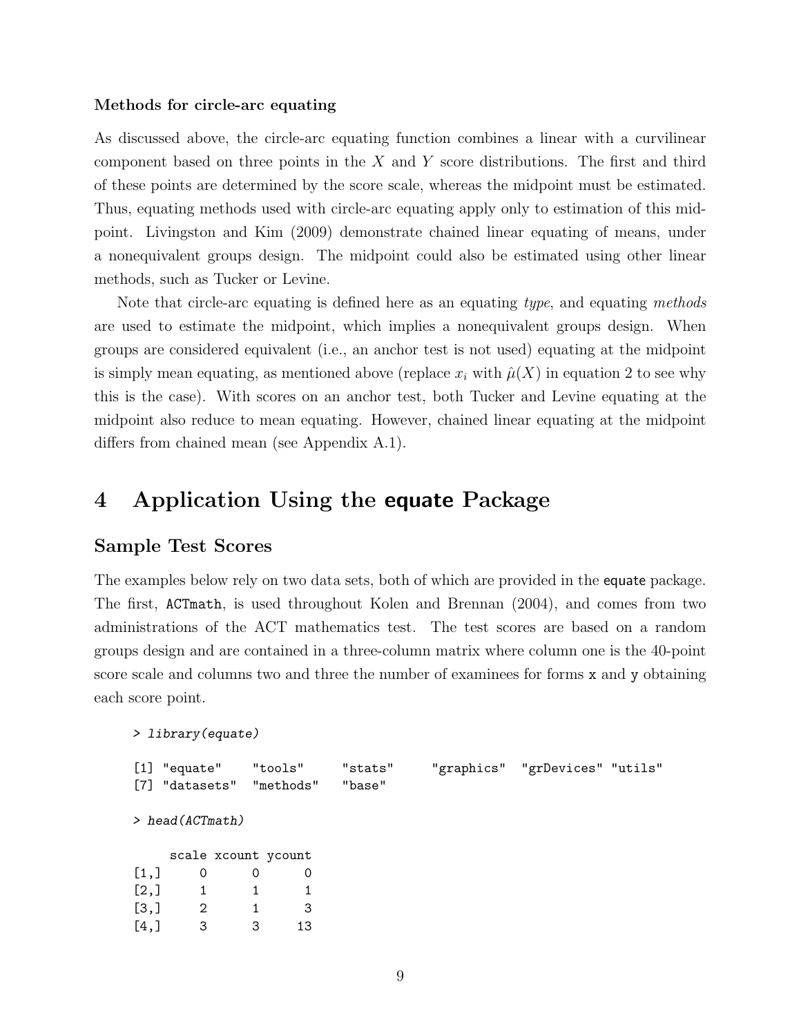**Methods for circle-arc equating**

As discussed above, the circle-arc equating function combines a linear with a curvilinear component based on three points in the $X$ and $Y$ score distributions. The first and third of these points are determined by the score scale, whereas the midpoint must be estimated. Thus, equating methods used with circle-arc equating apply only to estimation of this midpoint. Livingston and Kim (2009) demonstrate chained linear equating of means, under a nonequivalent groups design. The midpoint could also be estimated using other linear methods, such as Tucker or Levine.

Note that circle-arc equating is defined here as an equating *type*, and equating *methods* are used to estimate the midpoint, which implies a nonequivalent groups design. When groups are considered equivalent (i.e., an anchor test is not used) equating at the midpoint is simply mean equating, as mentioned above (replace $x_i$ with $\hat{\mu}(X)$ in equation 2 to see why this is the case). With scores on an anchor test, both Tucker and Levine equating at the midpoint also reduce to mean equating. However, chained linear equating at the midpoint differs from chained mean (see Appendix A.1).

# 4 Application Using the equate Package

## Sample Test Scores

The examples below rely on two data sets, both of which are provided in the equate package. The first, ACTmath, is used throughout Kolen and Brennan (2004), and comes from two administrations of the ACT mathematics test. The test scores are based on a random groups design and are contained in a three-column matrix where column one is the 40-point score scale and columns two and three the number of examinees for forms x and y obtaining each score point.

```
> library(equate)

[1] "equate"    "tools"     "stats"     "graphics"  "grDevices" "utils"
[7] "datasets"  "methods"   "base"

> head(ACTmath)

     scale xcount ycount
[1,]     0      0      0
[2,]     1      1      1
[3,]     2      1      3
[4,]     3      3     13
```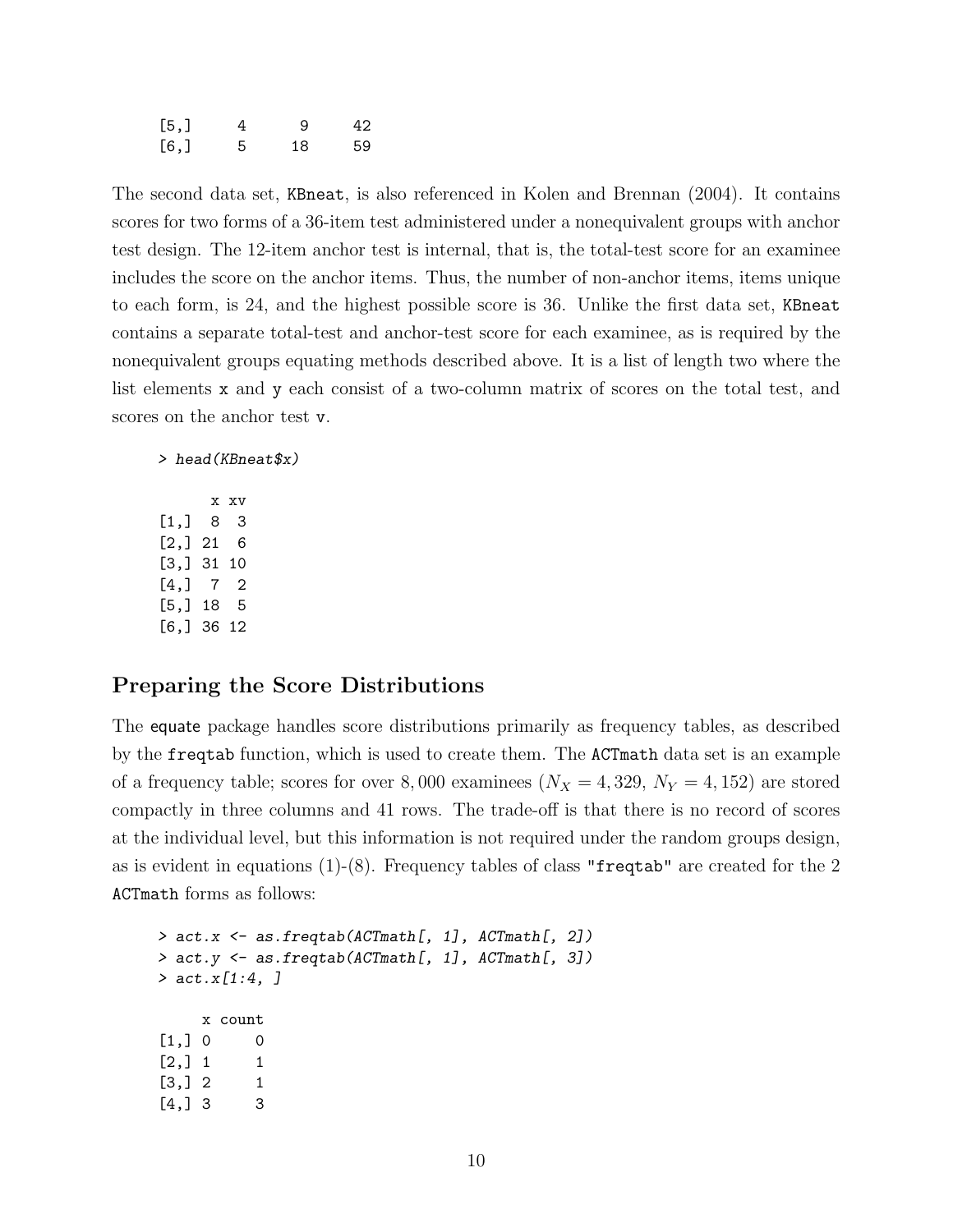```
[5,]      4      9     42
[6,]      5     18     59
```

The second data set, KBneat, is also referenced in Kolen and Brennan (2004). It contains scores for two forms of a 36-item test administered under a nonequivalent groups with anchor test design. The 12-item anchor test is internal, that is, the total-test score for an examinee includes the score on the anchor items. Thus, the number of non-anchor items, items unique to each form, is 24, and the highest possible score is 36. Unlike the first data set, KBneat contains a separate total-test and anchor-test score for each examinee, as is required by the nonequivalent groups equating methods described above. It is a list of length two where the list elements x and y each consist of a two-column matrix of scores on the total test, and scores on the anchor test v.

```
> head(KBneat$x)

      x xv
[1,]  8  3
[2,] 21  6
[3,] 31 10
[4,]  7  2
[5,] 18  5
[6,] 36 12
```

## Preparing the Score Distributions

The equate package handles score distributions primarily as frequency tables, as described by the freqtab function, which is used to create them. The ACTmath data set is an example of a frequency table; scores for over 8,000 examinees ($N_X = 4,329$, $N_Y = 4,152$) are stored compactly in three columns and 41 rows. The trade-off is that there is no record of scores at the individual level, but this information is not required under the random groups design, as is evident in equations (1)-(8). Frequency tables of class "freqtab" are created for the 2 ACTmath forms as follows:

```
> act.x <- as.freqtab(ACTmath[, 1], ACTmath[, 2])
> act.y <- as.freqtab(ACTmath[, 1], ACTmath[, 3])
> act.x[1:4, ]

     x count
[1,] 0     0
[2,] 1     1
[3,] 2     1
[4,] 3     3
```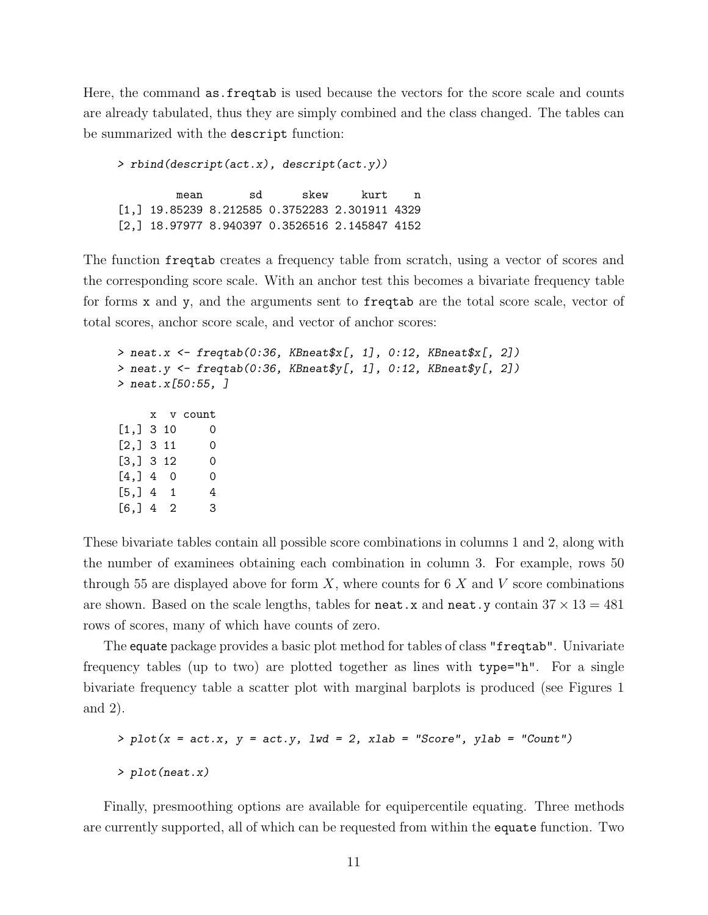Here, the command `as.freqtab` is used because the vectors for the score scale and counts are already tabulated, thus they are simply combined and the class changed. The tables can be summarized with the `descript` function:

```
> rbind(descript(act.x), descript(act.y))

         mean       sd      skew     kurt    n
[1,] 19.85239 8.212585 0.3752283 2.301911 4329
[2,] 18.97977 8.940397 0.3526516 2.145847 4152
```

The function `freqtab` creates a frequency table from scratch, using a vector of scores and the corresponding score scale. With an anchor test this becomes a bivariate frequency table for forms `x` and `y`, and the arguments sent to `freqtab` are the total score scale, vector of total scores, anchor score scale, and vector of anchor scores:

```
> neat.x <- freqtab(0:36, KBneat$x[, 1], 0:12, KBneat$x[, 2])
> neat.y <- freqtab(0:36, KBneat$y[, 1], 0:12, KBneat$y[, 2])
> neat.x[50:55, ]

     x  v count
[1,] 3 10     0
[2,] 3 11     0
[3,] 3 12     0
[4,] 4  0     0
[5,] 4  1     4
[6,] 4  2     3
```

These bivariate tables contain all possible score combinations in columns 1 and 2, along with the number of examinees obtaining each combination in column 3. For example, rows 50 through 55 are displayed above for form $X$, where counts for 6 $X$ and $V$ score combinations are shown. Based on the scale lengths, tables for `neat.x` and `neat.y` contain $37 \times 13 = 481$ rows of scores, many of which have counts of zero.

The equate package provides a basic plot method for tables of class `"freqtab"`. Univariate frequency tables (up to two) are plotted together as lines with `type="h"`. For a single bivariate frequency table a scatter plot with marginal barplots is produced (see Figures 1 and 2).

```
> plot(x = act.x, y = act.y, lwd = 2, xlab = "Score", ylab = "Count")
```

```
> plot(neat.x)
```

Finally, presmoothing options are available for equipercentile equating. Three methods are currently supported, all of which can be requested from within the `equate` function. Two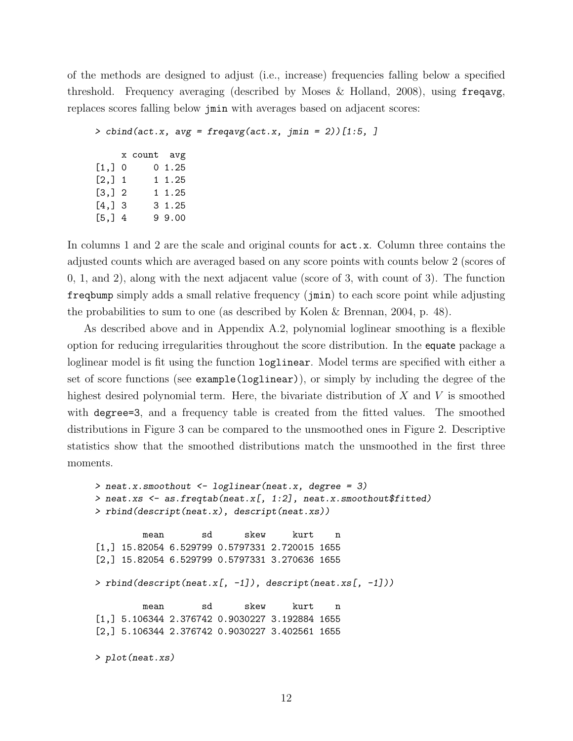of the methods are designed to adjust (i.e., increase) frequencies falling below a specified threshold. Frequency averaging (described by Moses & Holland, 2008), using `freqavg`, replaces scores falling below `jmin` with averages based on adjacent scores:

```
> cbind(act.x, avg = freqavg(act.x, jmin = 2))[1:5, ]

     x count  avg
[1,] 0     0 1.25
[2,] 1     1 1.25
[3,] 2     1 1.25
[4,] 3     3 1.25
[5,] 4     9 9.00
```

In columns 1 and 2 are the scale and original counts for `act.x`. Column three contains the adjusted counts which are averaged based on any score points with counts below 2 (scores of 0, 1, and 2), along with the next adjacent value (score of 3, with count of 3). The function `freqbump` simply adds a small relative frequency (`jmin`) to each score point while adjusting the probabilities to sum to one (as described by Kolen & Brennan, 2004, p. 48).

As described above and in Appendix A.2, polynomial loglinear smoothing is a flexible option for reducing irregularities throughout the score distribution. In the equate package a loglinear model is fit using the function `loglinear`. Model terms are specified with either a set of score functions (see `example(loglinear)`), or simply by including the degree of the highest desired polynomial term. Here, the bivariate distribution of $X$ and $V$ is smoothed with `degree=3`, and a frequency table is created from the fitted values. The smoothed distributions in Figure 3 can be compared to the unsmoothed ones in Figure 2. Descriptive statistics show that the smoothed distributions match the unsmoothed in the first three moments.

```
> neat.x.smoothout <- loglinear(neat.x, degree = 3)
> neat.xs <- as.freqtab(neat.x[, 1:2], neat.x.smoothout$fitted)
> rbind(descript(neat.x), descript(neat.xs))

         mean       sd      skew     kurt    n
[1,] 15.82054 6.529799 0.5797331 2.720015 1655
[2,] 15.82054 6.529799 0.5797331 3.270636 1655

> rbind(descript(neat.x[, -1]), descript(neat.xs[, -1]))

         mean       sd      skew     kurt    n
[1,] 5.106344 2.376742 0.9030227 3.192884 1655
[2,] 5.106344 2.376742 0.9030227 3.402561 1655

> plot(neat.xs)
```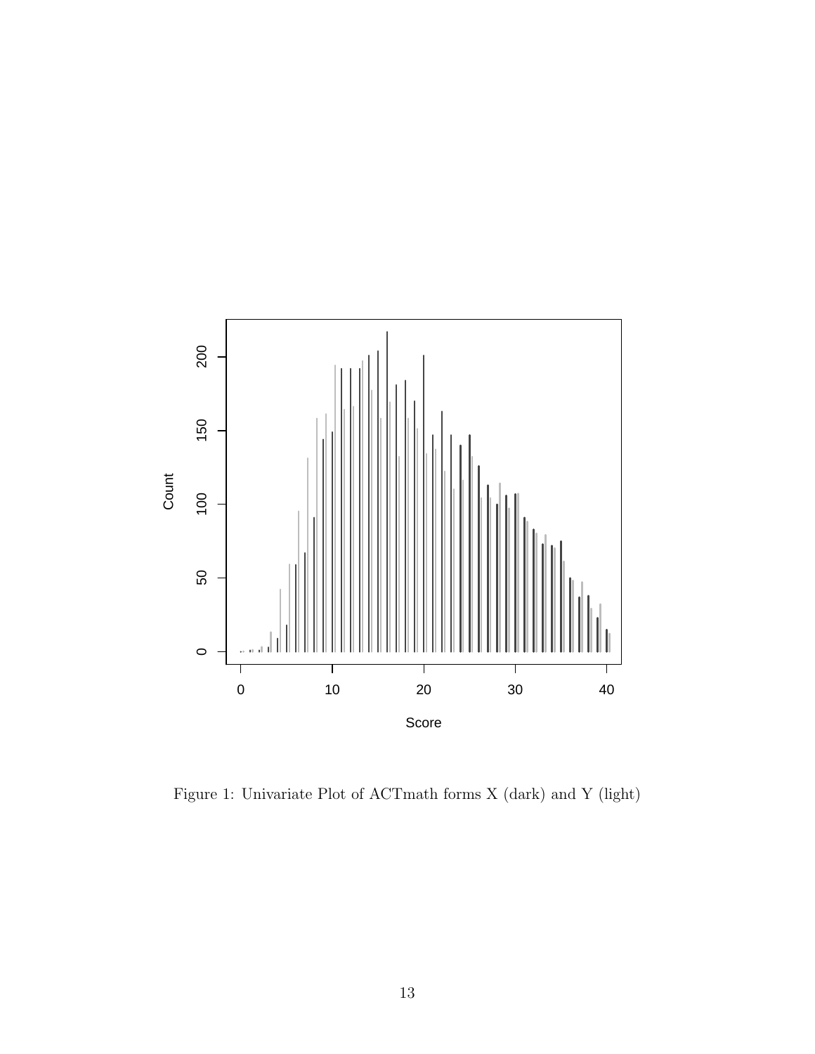Figure 1: Univariate Plot of ACTmath forms X (dark) and Y (light)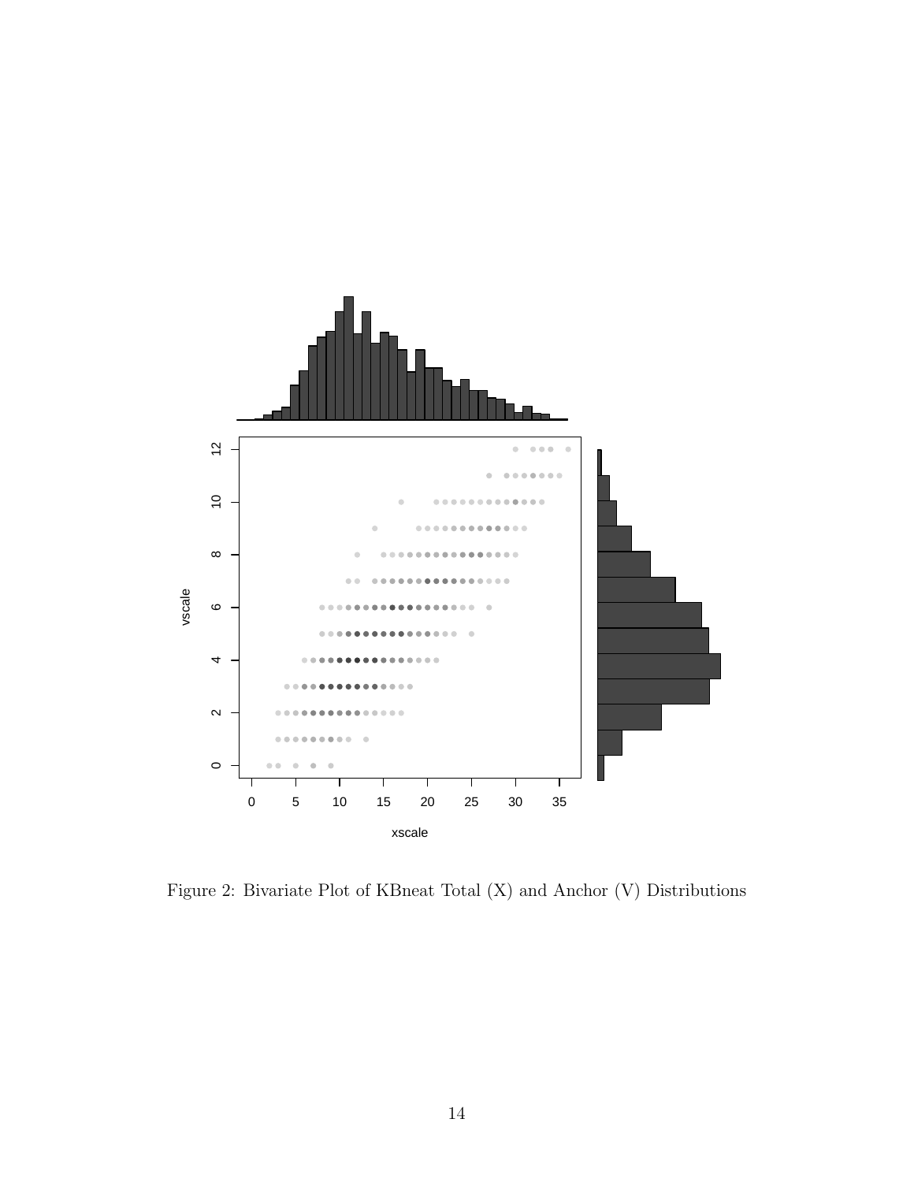Figure 2: Bivariate Plot of KBneat Total (X) and Anchor (V) Distributions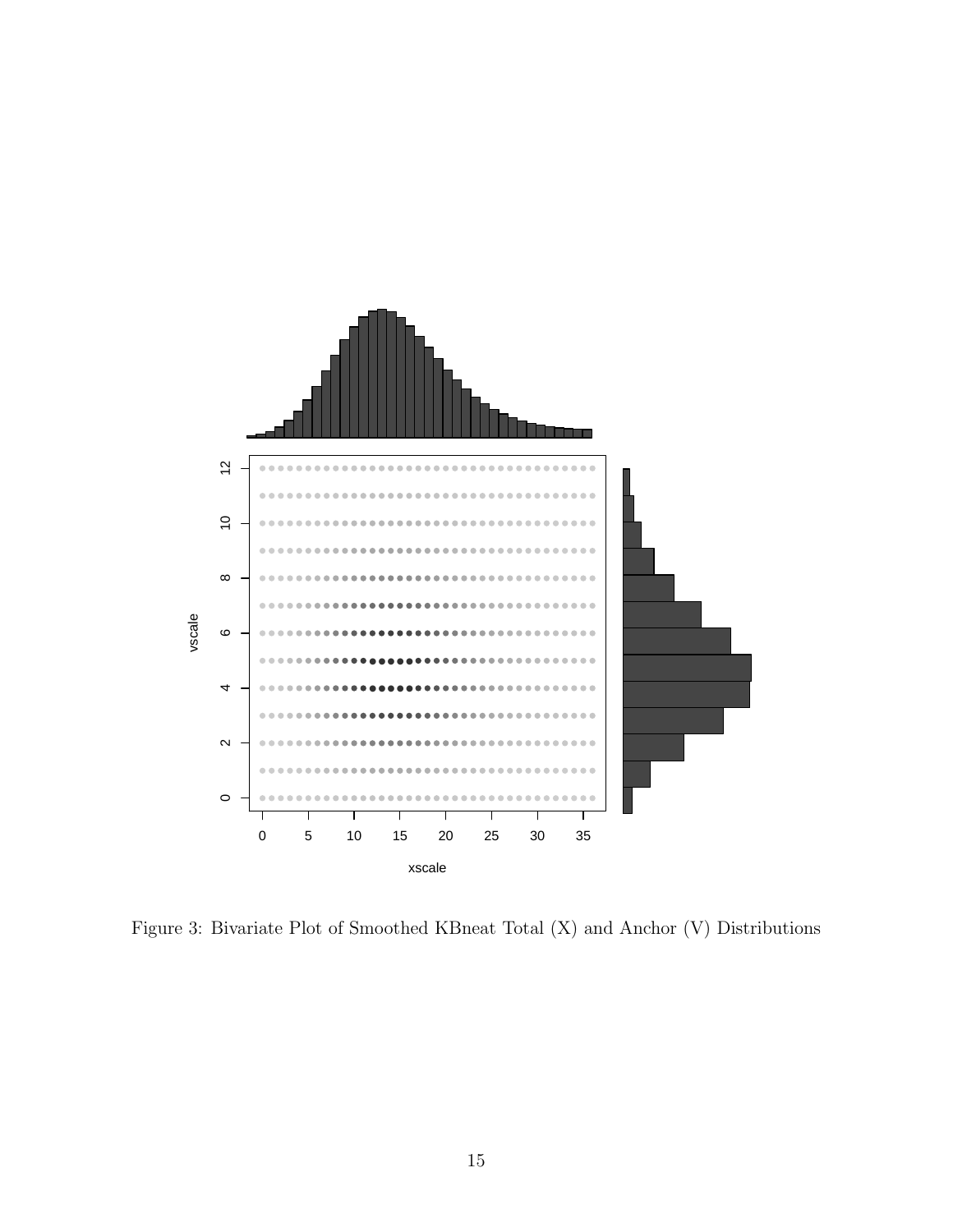Figure 3: Bivariate Plot of Smoothed KBneat Total (X) and Anchor (V) Distributions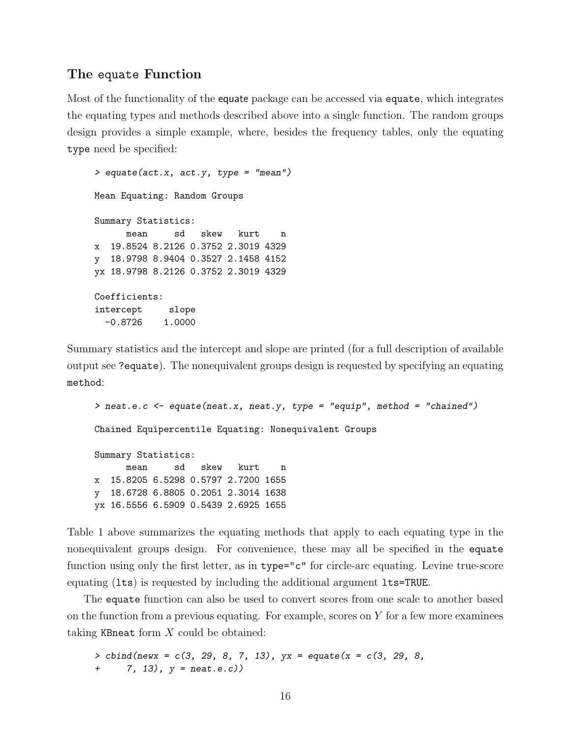### The `equate` Function

Most of the functionality of the `equate` package can be accessed via `equate`, which integrates the equating types and methods described above into a single function. The random groups design provides a simple example, where, besides the frequency tables, only the equating `type` need be specified:

```
> equate(act.x, act.y, type = "mean")

Mean Equating: Random Groups

Summary Statistics:
      mean     sd   skew   kurt    n
x  19.8524 8.2126 0.3752 2.3019 4329
y  18.9798 8.9404 0.3527 2.1458 4152
yx 18.9798 8.2126 0.3752 2.3019 4329

Coefficients:
intercept     slope
  -0.8726    1.0000
```

Summary statistics and the intercept and slope are printed (for a full description of available output see `?equate`). The nonequivalent groups design is requested by specifying an equating `method`:

```
> neat.e.c <- equate(neat.x, neat.y, type = "equip", method = "chained")

Chained Equipercentile Equating: Nonequivalent Groups

Summary Statistics:
      mean     sd   skew   kurt    n
x  15.8205 6.5298 0.5797 2.7200 1655
y  18.6728 6.8805 0.2051 2.3014 1638
yx 16.5556 6.5909 0.5439 2.6925 1655
```

Table 1 above summarizes the equating methods that apply to each equating type in the nonequivalent groups design. For convenience, these may all be specified in the `equate` function using only the first letter, as in `type="c"` for circle-arc equating. Levine true-score equating (`lts`) is requested by including the additional argument `lts=TRUE`.

The `equate` function can also be used to convert scores from one scale to another based on the function from a previous equating. For example, scores on $Y$ for a few more examinees taking `KBneat` form $X$ could be obtained:

```
> cbind(newx = c(3, 29, 8, 7, 13), yx = equate(x = c(3, 29, 8,
+     7, 13), y = neat.e.c))
```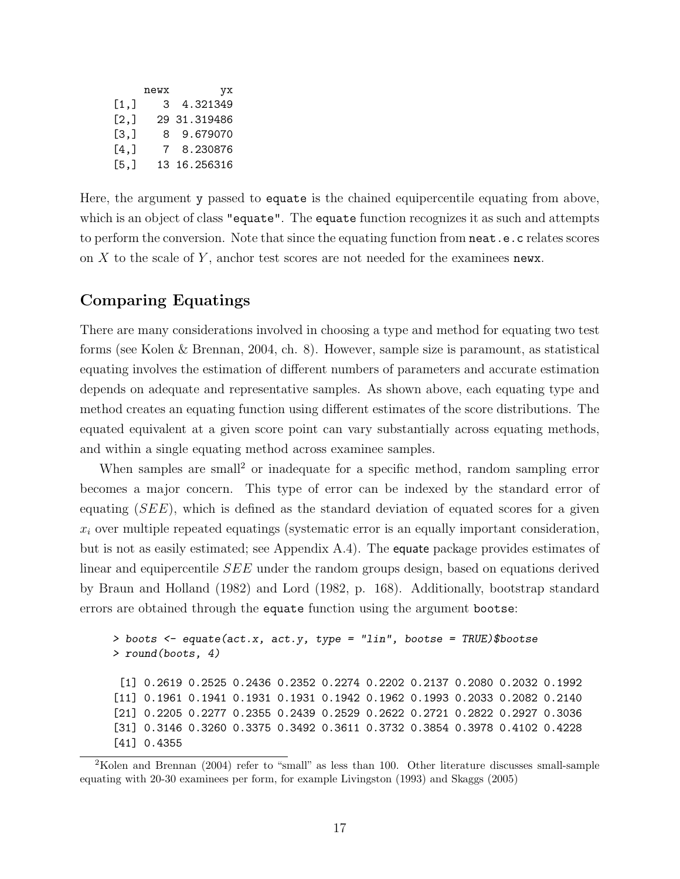```
     newx        yx
[1,]    3  4.321349
[2,]   29 31.319486
[3,]    8  9.679070
[4,]    7  8.230876
[5,]   13 16.256316
```

Here, the argument `y` passed to `equate` is the chained equipercentile equating from above, which is an object of class `"equate"`. The `equate` function recognizes it as such and attempts to perform the conversion. Note that since the equating function from `neat.e.c` relates scores on $X$ to the scale of $Y$, anchor test scores are not needed for the examinees `newx`.

## Comparing Equatings

There are many considerations involved in choosing a type and method for equating two test forms (see Kolen & Brennan, 2004, ch. 8). However, sample size is paramount, as statistical equating involves the estimation of different numbers of parameters and accurate estimation depends on adequate and representative samples. As shown above, each equating type and method creates an equating function using different estimates of the score distributions. The equated equivalent at a given score point can vary substantially across equating methods, and within a single equating method across examinee samples.

When samples are small[2] or inadequate for a specific method, random sampling error becomes a major concern. This type of error can be indexed by the standard error of equating ($SEE$), which is defined as the standard deviation of equated scores for a given $x_i$ over multiple repeated equatings (systematic error is an equally important consideration, but is not as easily estimated; see Appendix A.4). The `equate` package provides estimates of linear and equipercentile $SEE$ under the random groups design, based on equations derived by Braun and Holland (1982) and Lord (1982, p. 168). Additionally, bootstrap standard errors are obtained through the `equate` function using the argument `bootse`:

```
> boots <- equate(act.x, act.y, type = "lin", bootse = TRUE)$bootse
> round(boots, 4)

 [1] 0.2619 0.2525 0.2436 0.2352 0.2274 0.2202 0.2137 0.2080 0.2032 0.1992
[11] 0.1961 0.1941 0.1931 0.1931 0.1942 0.1962 0.1993 0.2033 0.2082 0.2140
[21] 0.2205 0.2277 0.2355 0.2439 0.2529 0.2622 0.2721 0.2822 0.2927 0.3036
[31] 0.3146 0.3260 0.3375 0.3492 0.3611 0.3732 0.3854 0.3978 0.4102 0.4228
[41] 0.4355
```

[2] Kolen and Brennan (2004) refer to "small" as less than 100. Other literature discusses small-sample equating with 20-30 examinees per form, for example Livingston (1993) and Skaggs (2005)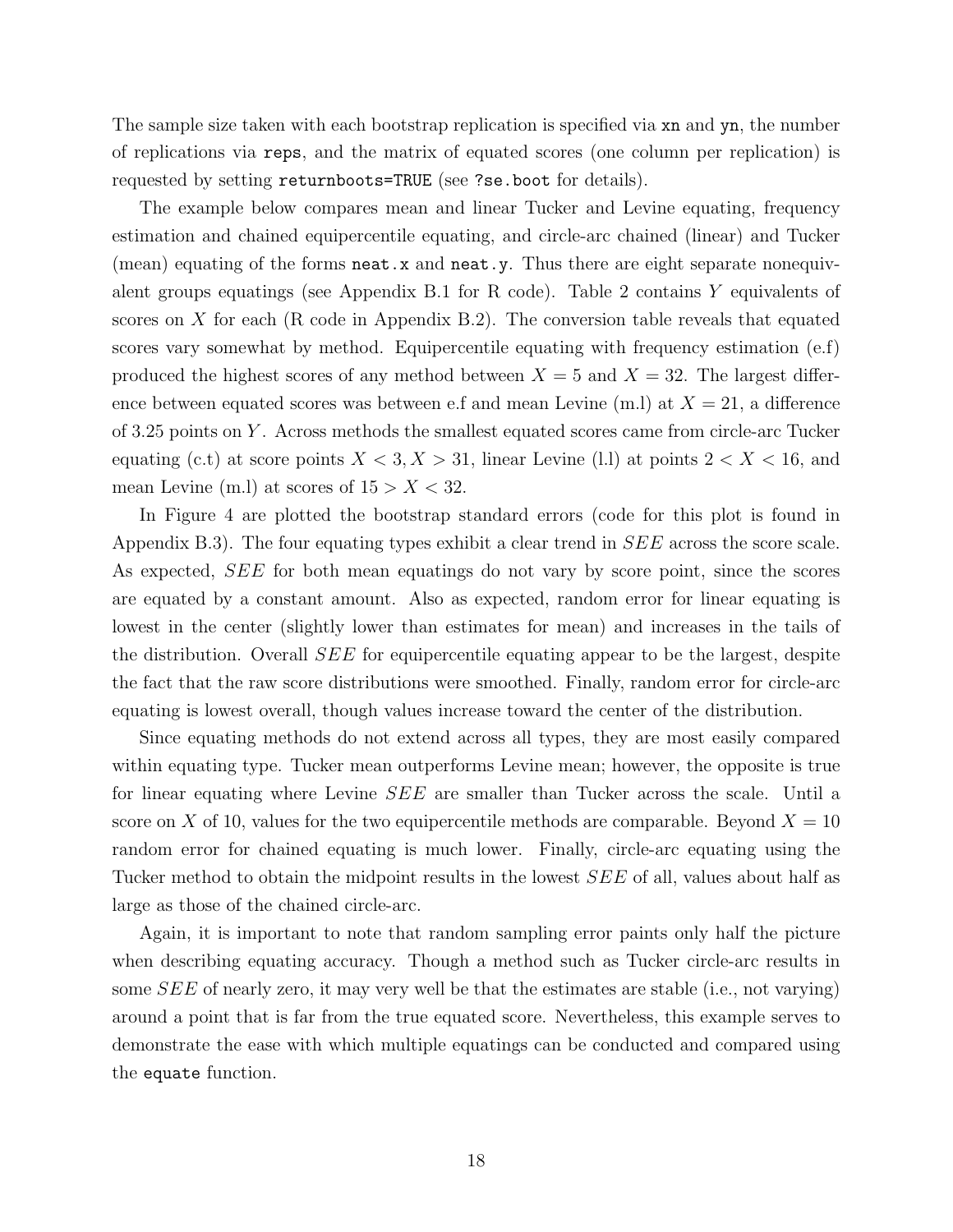The sample size taken with each bootstrap replication is specified via `xn` and `yn`, the number of replications via `reps`, and the matrix of equated scores (one column per replication) is requested by setting `returnboots=TRUE` (see `?se.boot` for details).

The example below compares mean and linear Tucker and Levine equating, frequency estimation and chained equipercentile equating, and circle-arc chained (linear) and Tucker (mean) equating of the forms `neat.x` and `neat.y`. Thus there are eight separate nonequivalent groups equatings (see Appendix B.1 for R code). Table 2 contains $Y$ equivalents of scores on $X$ for each (R code in Appendix B.2). The conversion table reveals that equated scores vary somewhat by method. Equipercentile equating with frequency estimation (e.f) produced the highest scores of any method between $X = 5$ and $X = 32$. The largest difference between equated scores was between e.f and mean Levine (m.l) at $X = 21$, a difference of 3.25 points on $Y$. Across methods the smallest equated scores came from circle-arc Tucker equating (c.t) at score points $X < 3, X > 31$, linear Levine (l.l) at points $2 < X < 16$, and mean Levine (m.l) at scores of $15 > X < 32$.

In Figure 4 are plotted the bootstrap standard errors (code for this plot is found in Appendix B.3). The four equating types exhibit a clear trend in $SEE$ across the score scale. As expected, $SEE$ for both mean equatings do not vary by score point, since the scores are equated by a constant amount. Also as expected, random error for linear equating is lowest in the center (slightly lower than estimates for mean) and increases in the tails of the distribution. Overall $SEE$ for equipercentile equating appear to be the largest, despite the fact that the raw score distributions were smoothed. Finally, random error for circle-arc equating is lowest overall, though values increase toward the center of the distribution.

Since equating methods do not extend across all types, they are most easily compared within equating type. Tucker mean outperforms Levine mean; however, the opposite is true for linear equating where Levine $SEE$ are smaller than Tucker across the scale. Until a score on $X$ of 10, values for the two equipercentile methods are comparable. Beyond $X = 10$ random error for chained equating is much lower. Finally, circle-arc equating using the Tucker method to obtain the midpoint results in the lowest $SEE$ of all, values about half as large as those of the chained circle-arc.

Again, it is important to note that random sampling error paints only half the picture when describing equating accuracy. Though a method such as Tucker circle-arc results in some $SEE$ of nearly zero, it may very well be that the estimates are stable (i.e., not varying) around a point that is far from the true equated score. Nevertheless, this example serves to demonstrate the ease with which multiple equatings can be conducted and compared using the `equate` function.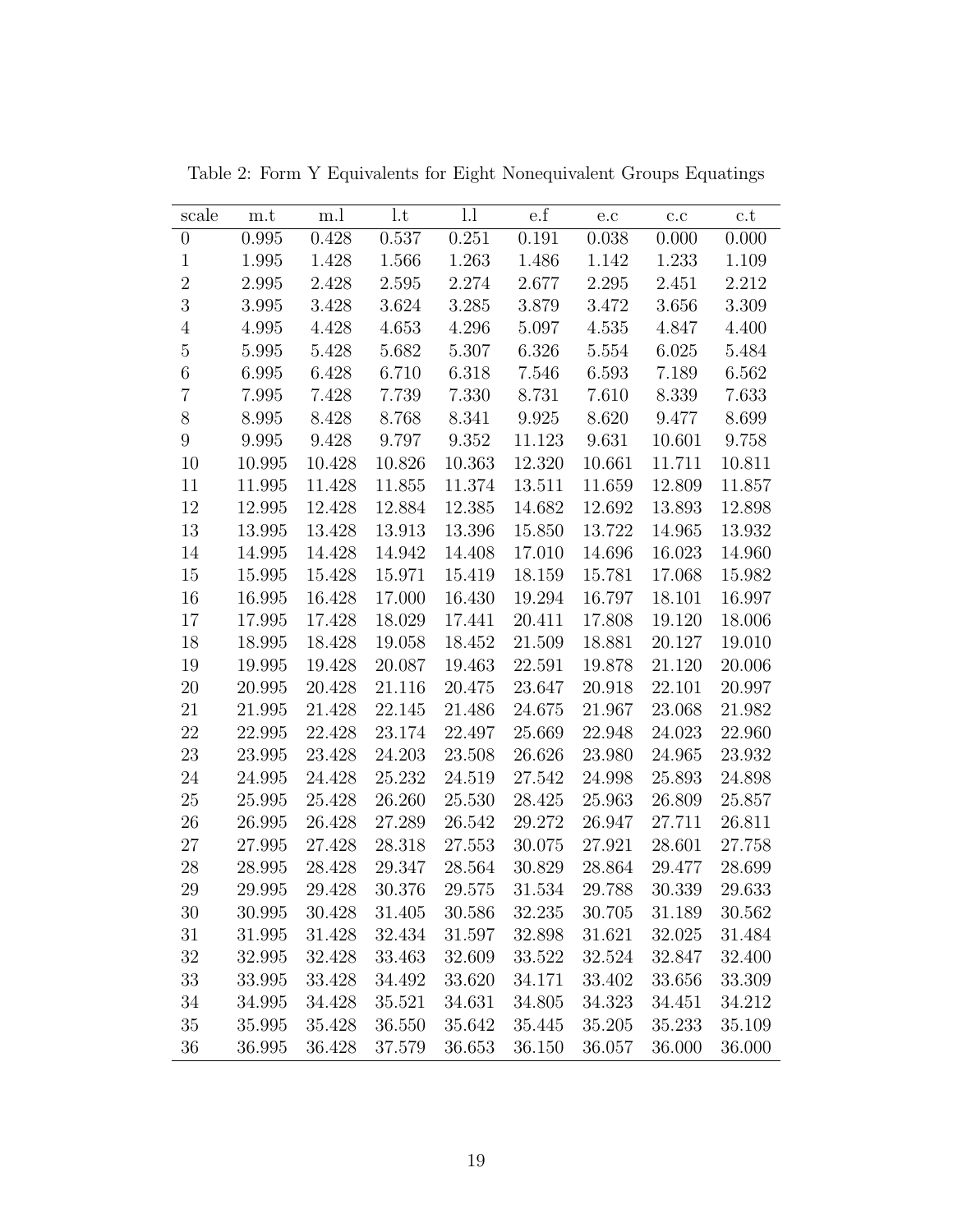Table 2: Form Y Equivalents for Eight Nonequivalent Groups Equatings

| scale | m.t | m.l | l.t | l.l | e.f | e.c | c.c | c.t |
|---|---|---|---|---|---|---|---|---|
| 0 | 0.995 | 0.428 | 0.537 | 0.251 | 0.191 | 0.038 | 0.000 | 0.000 |
| 1 | 1.995 | 1.428 | 1.566 | 1.263 | 1.486 | 1.142 | 1.233 | 1.109 |
| 2 | 2.995 | 2.428 | 2.595 | 2.274 | 2.677 | 2.295 | 2.451 | 2.212 |
| 3 | 3.995 | 3.428 | 3.624 | 3.285 | 3.879 | 3.472 | 3.656 | 3.309 |
| 4 | 4.995 | 4.428 | 4.653 | 4.296 | 5.097 | 4.535 | 4.847 | 4.400 |
| 5 | 5.995 | 5.428 | 5.682 | 5.307 | 6.326 | 5.554 | 6.025 | 5.484 |
| 6 | 6.995 | 6.428 | 6.710 | 6.318 | 7.546 | 6.593 | 7.189 | 6.562 |
| 7 | 7.995 | 7.428 | 7.739 | 7.330 | 8.731 | 7.610 | 8.339 | 7.633 |
| 8 | 8.995 | 8.428 | 8.768 | 8.341 | 9.925 | 8.620 | 9.477 | 8.699 |
| 9 | 9.995 | 9.428 | 9.797 | 9.352 | 11.123 | 9.631 | 10.601 | 9.758 |
| 10 | 10.995 | 10.428 | 10.826 | 10.363 | 12.320 | 10.661 | 11.711 | 10.811 |
| 11 | 11.995 | 11.428 | 11.855 | 11.374 | 13.511 | 11.659 | 12.809 | 11.857 |
| 12 | 12.995 | 12.428 | 12.884 | 12.385 | 14.682 | 12.692 | 13.893 | 12.898 |
| 13 | 13.995 | 13.428 | 13.913 | 13.396 | 15.850 | 13.722 | 14.965 | 13.932 |
| 14 | 14.995 | 14.428 | 14.942 | 14.408 | 17.010 | 14.696 | 16.023 | 14.960 |
| 15 | 15.995 | 15.428 | 15.971 | 15.419 | 18.159 | 15.781 | 17.068 | 15.982 |
| 16 | 16.995 | 16.428 | 17.000 | 16.430 | 19.294 | 16.797 | 18.101 | 16.997 |
| 17 | 17.995 | 17.428 | 18.029 | 17.441 | 20.411 | 17.808 | 19.120 | 18.006 |
| 18 | 18.995 | 18.428 | 19.058 | 18.452 | 21.509 | 18.881 | 20.127 | 19.010 |
| 19 | 19.995 | 19.428 | 20.087 | 19.463 | 22.591 | 19.878 | 21.120 | 20.006 |
| 20 | 20.995 | 20.428 | 21.116 | 20.475 | 23.647 | 20.918 | 22.101 | 20.997 |
| 21 | 21.995 | 21.428 | 22.145 | 21.486 | 24.675 | 21.967 | 23.068 | 21.982 |
| 22 | 22.995 | 22.428 | 23.174 | 22.497 | 25.669 | 22.948 | 24.023 | 22.960 |
| 23 | 23.995 | 23.428 | 24.203 | 23.508 | 26.626 | 23.980 | 24.965 | 23.932 |
| 24 | 24.995 | 24.428 | 25.232 | 24.519 | 27.542 | 24.998 | 25.893 | 24.898 |
| 25 | 25.995 | 25.428 | 26.260 | 25.530 | 28.425 | 25.963 | 26.809 | 25.857 |
| 26 | 26.995 | 26.428 | 27.289 | 26.542 | 29.272 | 26.947 | 27.711 | 26.811 |
| 27 | 27.995 | 27.428 | 28.318 | 27.553 | 30.075 | 27.921 | 28.601 | 27.758 |
| 28 | 28.995 | 28.428 | 29.347 | 28.564 | 30.829 | 28.864 | 29.477 | 28.699 |
| 29 | 29.995 | 29.428 | 30.376 | 29.575 | 31.534 | 29.788 | 30.339 | 29.633 |
| 30 | 30.995 | 30.428 | 31.405 | 30.586 | 32.235 | 30.705 | 31.189 | 30.562 |
| 31 | 31.995 | 31.428 | 32.434 | 31.597 | 32.898 | 31.621 | 32.025 | 31.484 |
| 32 | 32.995 | 32.428 | 33.463 | 32.609 | 33.522 | 32.524 | 32.847 | 32.400 |
| 33 | 33.995 | 33.428 | 34.492 | 33.620 | 34.171 | 33.402 | 33.656 | 33.309 |
| 34 | 34.995 | 34.428 | 35.521 | 34.631 | 34.805 | 34.323 | 34.451 | 34.212 |
| 35 | 35.995 | 35.428 | 36.550 | 35.642 | 35.445 | 35.205 | 35.233 | 35.109 |
| 36 | 36.995 | 36.428 | 37.579 | 36.653 | 36.150 | 36.057 | 36.000 | 36.000 |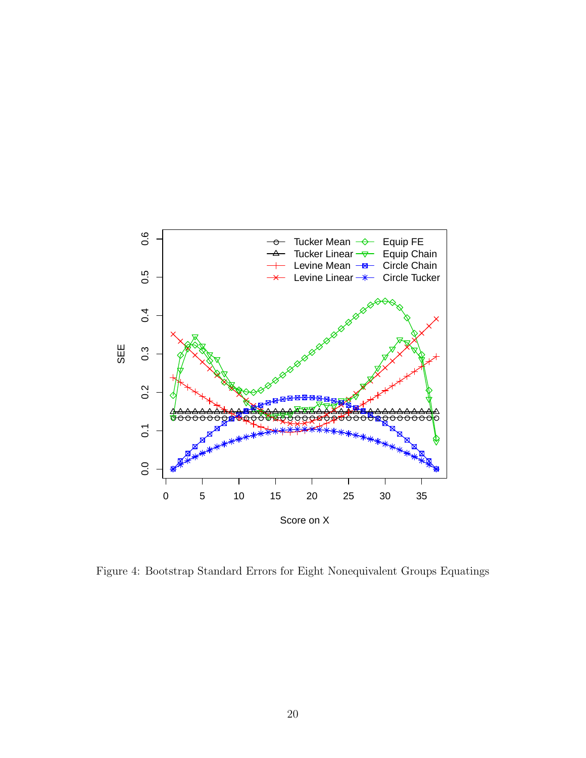Figure 4: Bootstrap Standard Errors for Eight Nonequivalent Groups Equatings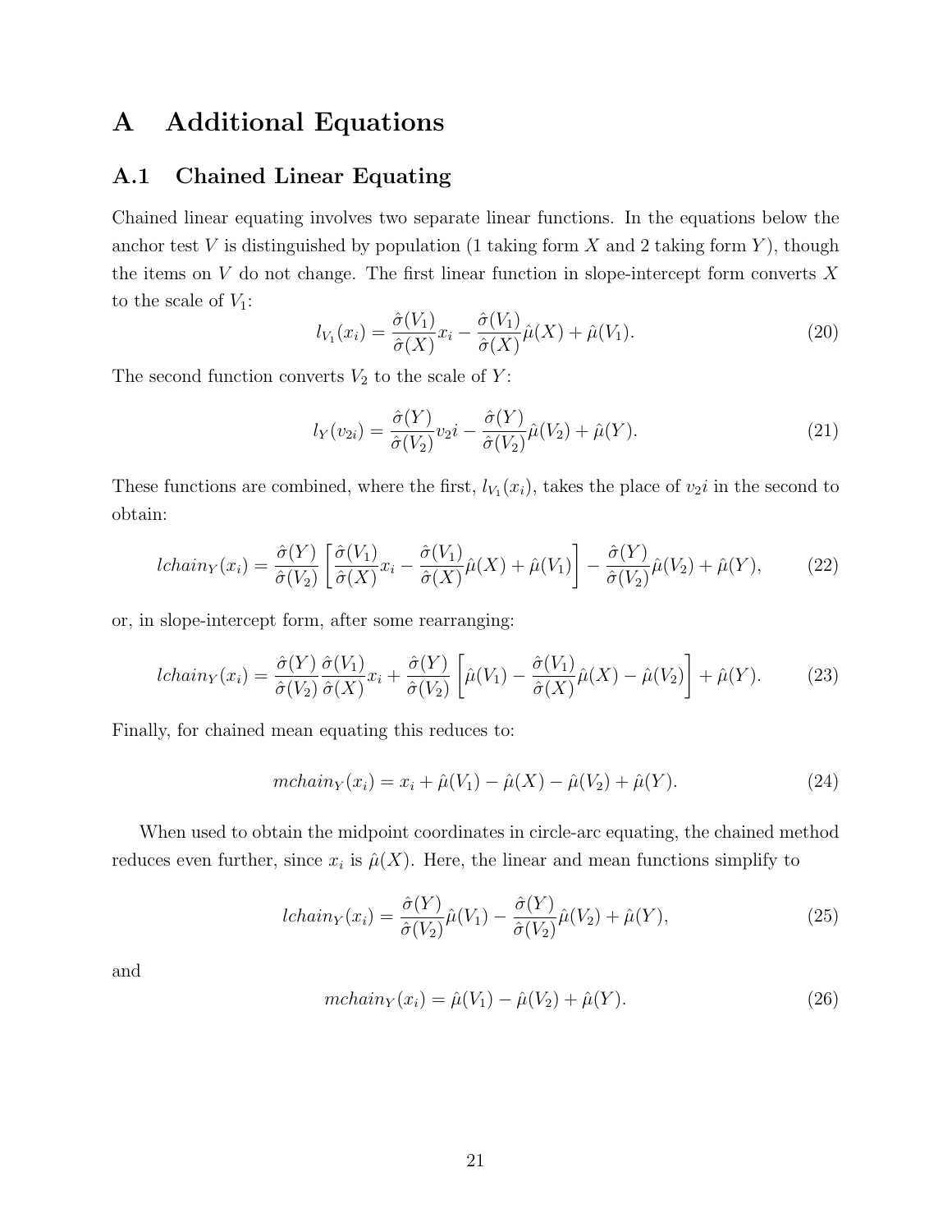# A Additional Equations

## A.1 Chained Linear Equating

Chained linear equating involves two separate linear functions. In the equations below the anchor test $V$ is distinguished by population (1 taking form $X$ and 2 taking form $Y$), though the items on $V$ do not change. The first linear function in slope-intercept form converts $X$ to the scale of $V_1$:

$$l_{V_1}(x_i) = \frac{\hat{\sigma}(V_1)}{\hat{\sigma}(X)} x_i - \frac{\hat{\sigma}(V_1)}{\hat{\sigma}(X)} \hat{\mu}(X) + \hat{\mu}(V_1). \tag{20}$$

The second function converts $V_2$ to the scale of $Y$:

$$l_Y(v_{2i}) = \frac{\hat{\sigma}(Y)}{\hat{\sigma}(V_2)} v_2 i - \frac{\hat{\sigma}(Y)}{\hat{\sigma}(V_2)} \hat{\mu}(V_2) + \hat{\mu}(Y). \tag{21}$$

These functions are combined, where the first, $l_{V_1}(x_i)$, takes the place of $v_2 i$ in the second to obtain:

$$lchain_Y(x_i) = \frac{\hat{\sigma}(Y)}{\hat{\sigma}(V_2)} \left[ \frac{\hat{\sigma}(V_1)}{\hat{\sigma}(X)} x_i - \frac{\hat{\sigma}(V_1)}{\hat{\sigma}(X)} \hat{\mu}(X) + \hat{\mu}(V_1) \right] - \frac{\hat{\sigma}(Y)}{\hat{\sigma}(V_2)} \hat{\mu}(V_2) + \hat{\mu}(Y), \tag{22}$$

or, in slope-intercept form, after some rearranging:

$$lchain_Y(x_i) = \frac{\hat{\sigma}(Y)}{\hat{\sigma}(V_2)} \frac{\hat{\sigma}(V_1)}{\hat{\sigma}(X)} x_i + \frac{\hat{\sigma}(Y)}{\hat{\sigma}(V_2)} \left[ \hat{\mu}(V_1) - \frac{\hat{\sigma}(V_1)}{\hat{\sigma}(X)} \hat{\mu}(X) - \hat{\mu}(V_2) \right] + \hat{\mu}(Y). \tag{23}$$

Finally, for chained mean equating this reduces to:

$$mchain_Y(x_i) = x_i + \hat{\mu}(V_1) - \hat{\mu}(X) - \hat{\mu}(V_2) + \hat{\mu}(Y). \tag{24}$$

When used to obtain the midpoint coordinates in circle-arc equating, the chained method reduces even further, since $x_i$ is $\hat{\mu}(X)$. Here, the linear and mean functions simplify to

$$lchain_Y(x_i) = \frac{\hat{\sigma}(Y)}{\hat{\sigma}(V_2)} \hat{\mu}(V_1) - \frac{\hat{\sigma}(Y)}{\hat{\sigma}(V_2)} \hat{\mu}(V_2) + \hat{\mu}(Y), \tag{25}$$

and

$$mchain_Y(x_i) = \hat{\mu}(V_1) - \hat{\mu}(V_2) + \hat{\mu}(Y). \tag{26}$$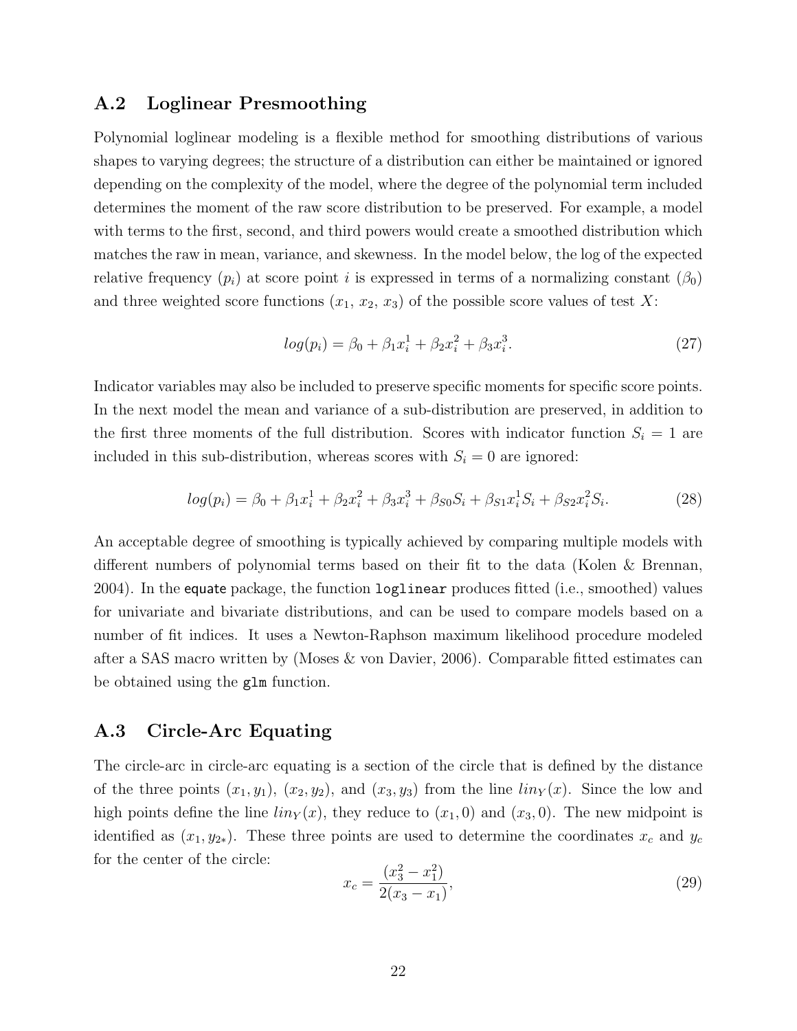## A.2 Loglinear Presmoothing

Polynomial loglinear modeling is a flexible method for smoothing distributions of various shapes to varying degrees; the structure of a distribution can either be maintained or ignored depending on the complexity of the model, where the degree of the polynomial term included determines the moment of the raw score distribution to be preserved. For example, a model with terms to the first, second, and third powers would create a smoothed distribution which matches the raw in mean, variance, and skewness. In the model below, the log of the expected relative frequency ($p_i$) at score point $i$ is expressed in terms of a normalizing constant ($\beta_0$) and three weighted score functions ($x_1$, $x_2$, $x_3$) of the possible score values of test $X$:

$$log(p_i) = \beta_0 + \beta_1 x_i^1 + \beta_2 x_i^2 + \beta_3 x_i^3. \tag{27}$$

Indicator variables may also be included to preserve specific moments for specific score points. In the next model the mean and variance of a sub-distribution are preserved, in addition to the first three moments of the full distribution. Scores with indicator function $S_i = 1$ are included in this sub-distribution, whereas scores with $S_i = 0$ are ignored:

$$log(p_i) = \beta_0 + \beta_1 x_i^1 + \beta_2 x_i^2 + \beta_3 x_i^3 + \beta_{S0} S_i + \beta_{S1} x_i^1 S_i + \beta_{S2} x_i^2 S_i. \tag{28}$$

An acceptable degree of smoothing is typically achieved by comparing multiple models with different numbers of polynomial terms based on their fit to the data (Kolen & Brennan, 2004). In the `equate` package, the function `loglinear` produces fitted (i.e., smoothed) values for univariate and bivariate distributions, and can be used to compare models based on a number of fit indices. It uses a Newton-Raphson maximum likelihood procedure modeled after a SAS macro written by (Moses & von Davier, 2006). Comparable fitted estimates can be obtained using the `glm` function.

## A.3 Circle-Arc Equating

The circle-arc in circle-arc equating is a section of the circle that is defined by the distance of the three points $(x_1, y_1)$, $(x_2, y_2)$, and $(x_3, y_3)$ from the line $lin_Y(x)$. Since the low and high points define the line $lin_Y(x)$, they reduce to $(x_1, 0)$ and $(x_3, 0)$. The new midpoint is identified as $(x_1, y_{2*})$. These three points are used to determine the coordinates $x_c$ and $y_c$ for the center of the circle:

$$x_c = \frac{(x_3^2 - x_1^2)}{2(x_3 - x_1)}, \tag{29}$$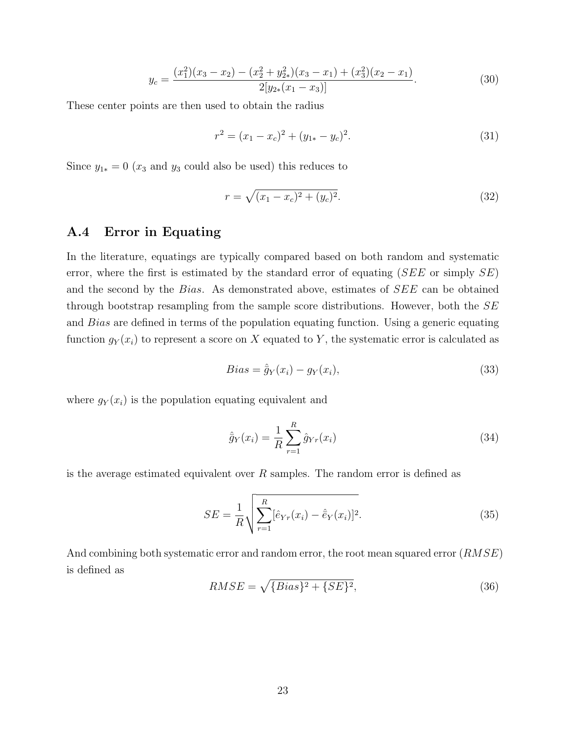$$y_c = \frac{(x_1^2)(x_3 - x_2) - (x_2^2 + y_{2*}^2)(x_3 - x_1) + (x_3^2)(x_2 - x_1)}{2[y_{2*}(x_1 - x_3)]}. \tag{30}$$

These center points are then used to obtain the radius

$$r^2 = (x_1 - x_c)^2 + (y_{1*} - y_c)^2. \tag{31}$$

Since $y_{1*} = 0$ ($x_3$ and $y_3$ could also be used) this reduces to

$$r = \sqrt{(x_1 - x_c)^2 + (y_c)^2}. \tag{32}$$

## A.4 Error in Equating

In the literature, equatings are typically compared based on both random and systematic error, where the first is estimated by the standard error of equating ($SEE$ or simply $SE$) and the second by the $Bias$. As demonstrated above, estimates of $SEE$ can be obtained through bootstrap resampling from the sample score distributions. However, both the $SE$ and $Bias$ are defined in terms of the population equating function. Using a generic equating function $g_Y(x_i)$ to represent a score on $X$ equated to $Y$, the systematic error is calculated as

$$Bias = \hat{\bar{g}}_Y(x_i) - g_Y(x_i), \tag{33}$$

where $g_Y(x_i)$ is the population equating equivalent and

$$\hat{\bar{g}}_Y(x_i) = \frac{1}{R}\sum_{r=1}^{R} \hat{g}_{Yr}(x_i) \tag{34}$$

is the average estimated equivalent over $R$ samples. The random error is defined as

$$SE = \frac{1}{R}\sqrt{\sum_{r=1}^{R}[\hat{e}_{Yr}(x_i) - \hat{\bar{e}}_Y(x_i)]^2}. \tag{35}$$

And combining both systematic error and random error, the root mean squared error ($RMSE$) is defined as

$$RMSE = \sqrt{\{Bias\}^2 + \{SE\}^2}, \tag{36}$$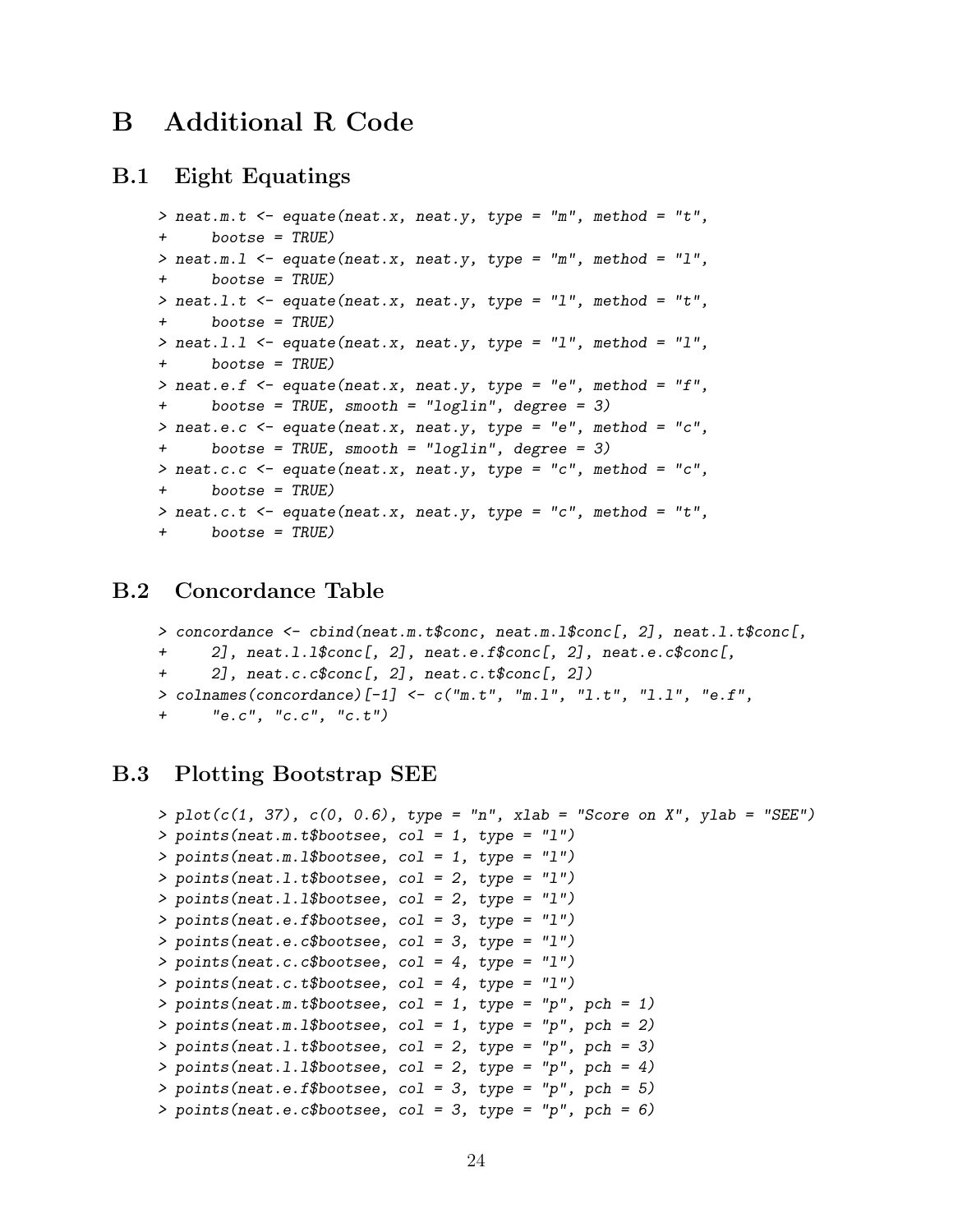# B Additional R Code

## B.1 Eight Equatings

```
> neat.m.t <- equate(neat.x, neat.y, type = "m", method = "t",
+     bootse = TRUE)
> neat.m.l <- equate(neat.x, neat.y, type = "m", method = "l",
+     bootse = TRUE)
> neat.l.t <- equate(neat.x, neat.y, type = "l", method = "t",
+     bootse = TRUE)
> neat.l.l <- equate(neat.x, neat.y, type = "l", method = "l",
+     bootse = TRUE)
> neat.e.f <- equate(neat.x, neat.y, type = "e", method = "f",
+     bootse = TRUE, smooth = "loglin", degree = 3)
> neat.e.c <- equate(neat.x, neat.y, type = "e", method = "c",
+     bootse = TRUE, smooth = "loglin", degree = 3)
> neat.c.c <- equate(neat.x, neat.y, type = "c", method = "c",
+     bootse = TRUE)
> neat.c.t <- equate(neat.x, neat.y, type = "c", method = "t",
+     bootse = TRUE)
```

## B.2 Concordance Table

```
> concordance <- cbind(neat.m.t$conc, neat.m.l$conc[, 2], neat.l.t$conc[,
+     2], neat.l.l$conc[, 2], neat.e.f$conc[, 2], neat.e.c$conc[,
+     2], neat.c.c$conc[, 2], neat.c.t$conc[, 2])
> colnames(concordance)[-1] <- c("m.t", "m.l", "l.t", "l.l", "e.f",
+     "e.c", "c.c", "c.t")
```

## B.3 Plotting Bootstrap SEE

```
> plot(c(1, 37), c(0, 0.6), type = "n", xlab = "Score on X", ylab = "SEE")
> points(neat.m.t$bootsee, col = 1, type = "l")
> points(neat.m.l$bootsee, col = 1, type = "l")
> points(neat.l.t$bootsee, col = 2, type = "l")
> points(neat.l.l$bootsee, col = 2, type = "l")
> points(neat.e.f$bootsee, col = 3, type = "l")
> points(neat.e.c$bootsee, col = 3, type = "l")
> points(neat.c.c$bootsee, col = 4, type = "l")
> points(neat.c.t$bootsee, col = 4, type = "l")
> points(neat.m.t$bootsee, col = 1, type = "p", pch = 1)
> points(neat.m.l$bootsee, col = 1, type = "p", pch = 2)
> points(neat.l.t$bootsee, col = 2, type = "p", pch = 3)
> points(neat.l.l$bootsee, col = 2, type = "p", pch = 4)
> points(neat.e.f$bootsee, col = 3, type = "p", pch = 5)
> points(neat.e.c$bootsee, col = 3, type = "p", pch = 6)
```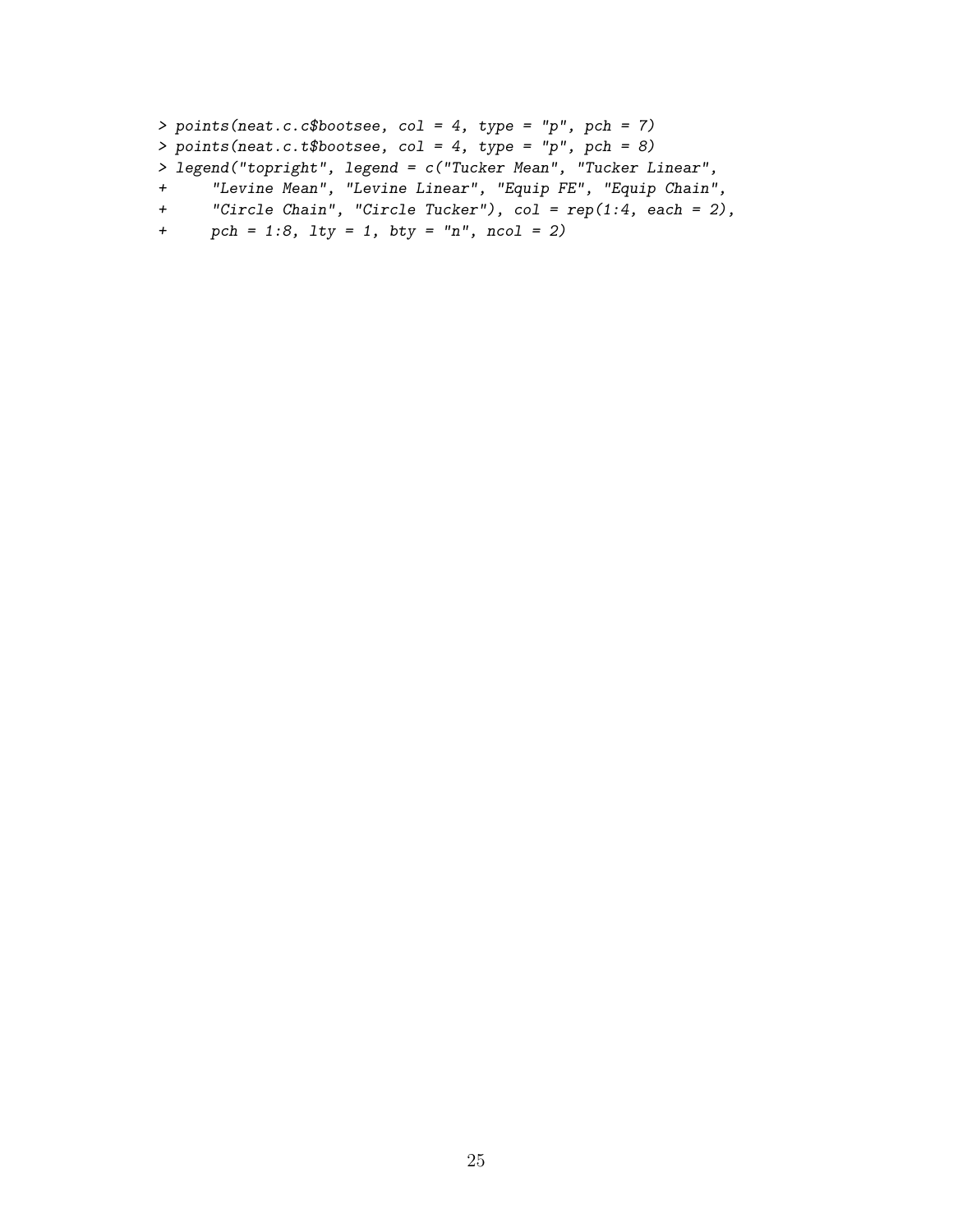```
> points(neat.c.c$bootsee, col = 4, type = "p", pch = 7)
> points(neat.c.t$bootsee, col = 4, type = "p", pch = 8)
> legend("topright", legend = c("Tucker Mean", "Tucker Linear",
+     "Levine Mean", "Levine Linear", "Equip FE", "Equip Chain",
+     "Circle Chain", "Circle Tucker"), col = rep(1:4, each = 2),
+     pch = 1:8, lty = 1, bty = "n", ncol = 2)
```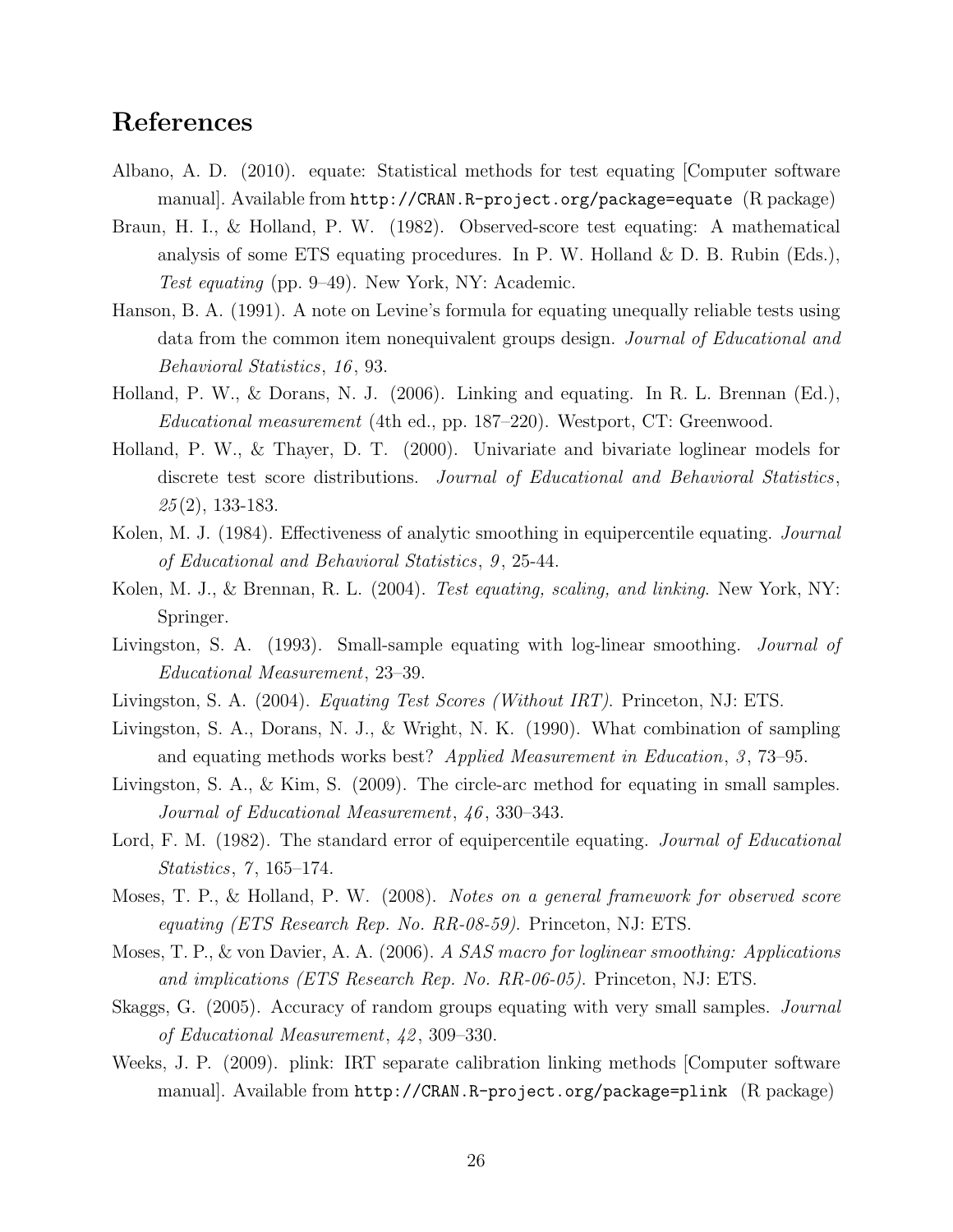## References

Albano, A. D. (2010). equate: Statistical methods for test equating [Computer software manual]. Available from `http://CRAN.R-project.org/package=equate` (R package)

Braun, H. I., & Holland, P. W. (1982). Observed-score test equating: A mathematical analysis of some ETS equating procedures. In P. W. Holland & D. B. Rubin (Eds.), *Test equating* (pp. 9–49). New York, NY: Academic.

Hanson, B. A. (1991). A note on Levine's formula for equating unequally reliable tests using data from the common item nonequivalent groups design. *Journal of Educational and Behavioral Statistics*, *16*, 93.

Holland, P. W., & Dorans, N. J. (2006). Linking and equating. In R. L. Brennan (Ed.), *Educational measurement* (4th ed., pp. 187–220). Westport, CT: Greenwood.

Holland, P. W., & Thayer, D. T. (2000). Univariate and bivariate loglinear models for discrete test score distributions. *Journal of Educational and Behavioral Statistics*, *25*(2), 133-183.

Kolen, M. J. (1984). Effectiveness of analytic smoothing in equipercentile equating. *Journal of Educational and Behavioral Statistics*, *9*, 25-44.

Kolen, M. J., & Brennan, R. L. (2004). *Test equating, scaling, and linking*. New York, NY: Springer.

Livingston, S. A. (1993). Small-sample equating with log-linear smoothing. *Journal of Educational Measurement*, 23–39.

Livingston, S. A. (2004). *Equating Test Scores (Without IRT)*. Princeton, NJ: ETS.

Livingston, S. A., Dorans, N. J., & Wright, N. K. (1990). What combination of sampling and equating methods works best? *Applied Measurement in Education*, *3*, 73–95.

Livingston, S. A., & Kim, S. (2009). The circle-arc method for equating in small samples. *Journal of Educational Measurement*, *46*, 330–343.

Lord, F. M. (1982). The standard error of equipercentile equating. *Journal of Educational Statistics*, *7*, 165–174.

Moses, T. P., & Holland, P. W. (2008). *Notes on a general framework for observed score equating (ETS Research Rep. No. RR-08-59)*. Princeton, NJ: ETS.

Moses, T. P., & von Davier, A. A. (2006). *A SAS macro for loglinear smoothing: Applications and implications (ETS Research Rep. No. RR-06-05)*. Princeton, NJ: ETS.

Skaggs, G. (2005). Accuracy of random groups equating with very small samples. *Journal of Educational Measurement*, *42*, 309–330.

Weeks, J. P. (2009). plink: IRT separate calibration linking methods [Computer software manual]. Available from `http://CRAN.R-project.org/package=plink` (R package)